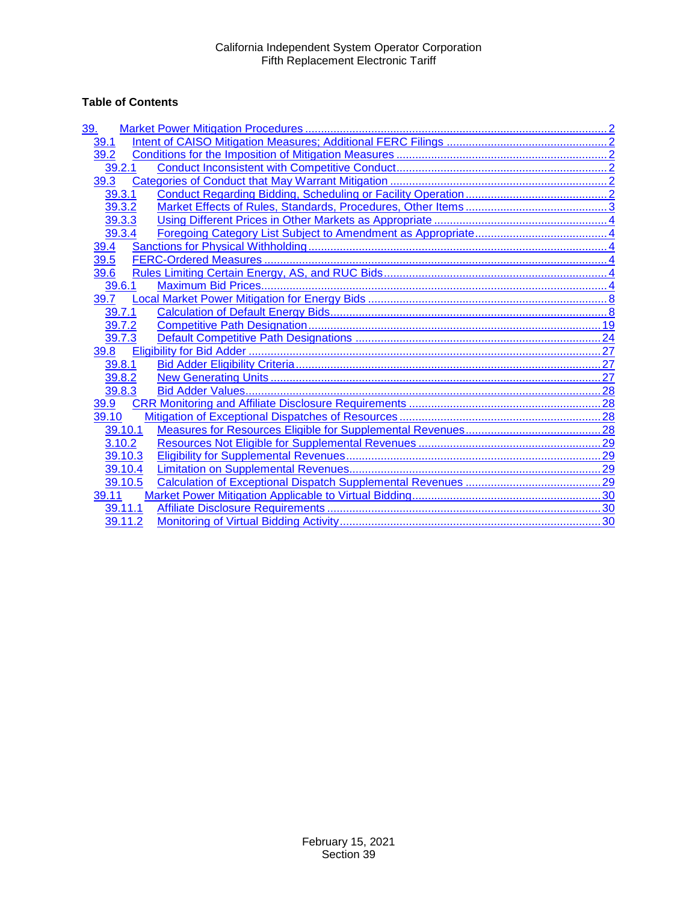California Independent System Operator Corporation
Fifth Replacement Electronic Tariff

**Table of Contents**

- 39. Market Power Mitigation Procedures ..... 2
  - 39.1 Intent of CAISO Mitigation Measures; Additional FERC Filings ..... 2
  - 39.2 Conditions for the Imposition of Mitigation Measures ..... 2
    - 39.2.1 Conduct Inconsistent with Competitive Conduct ..... 2
  - 39.3 Categories of Conduct that May Warrant Mitigation ..... 2
    - 39.3.1 Conduct Regarding Bidding, Scheduling or Facility Operation ..... 2
    - 39.3.2 Market Effects of Rules, Standards, Procedures, Other Items ..... 3
    - 39.3.3 Using Different Prices in Other Markets as Appropriate ..... 4
    - 39.3.4 Foregoing Category List Subject to Amendment as Appropriate ..... 4
  - 39.4 Sanctions for Physical Withholding ..... 4
  - 39.5 FERC-Ordered Measures ..... 4
  - 39.6 Rules Limiting Certain Energy, AS, and RUC Bids ..... 4
    - 39.6.1 Maximum Bid Prices ..... 4
  - 39.7 Local Market Power Mitigation for Energy Bids ..... 8
    - 39.7.1 Calculation of Default Energy Bids ..... 8
    - 39.7.2 Competitive Path Designation ..... 19
    - 39.7.3 Default Competitive Path Designations ..... 24
  - 39.8 Eligibility for Bid Adder ..... 27
    - 39.8.1 Bid Adder Eligibility Criteria ..... 27
    - 39.8.2 New Generating Units ..... 27
    - 39.8.3 Bid Adder Values ..... 28
  - 39.9 CRR Monitoring and Affiliate Disclosure Requirements ..... 28
  - 39.10 Mitigation of Exceptional Dispatches of Resources ..... 28
    - 39.10.1 Measures for Resources Eligible for Supplemental Revenues ..... 28
    - 3.10.2 Resources Not Eligible for Supplemental Revenues ..... 29
    - 39.10.3 Eligibility for Supplemental Revenues ..... 29
    - 39.10.4 Limitation on Supplemental Revenues ..... 29
    - 39.10.5 Calculation of Exceptional Dispatch Supplemental Revenues ..... 29
  - 39.11 Market Power Mitigation Applicable to Virtual Bidding ..... 30
    - 39.11.1 Affiliate Disclosure Requirements ..... 30
    - 39.11.2 Monitoring of Virtual Bidding Activity ..... 30

February 15, 2021
Section 39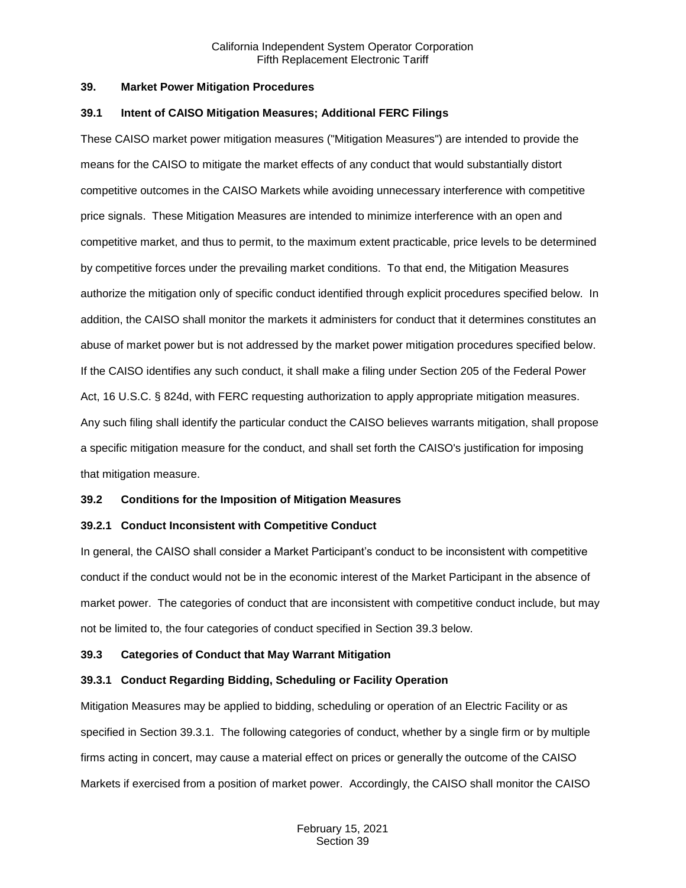## 39. Market Power Mitigation Procedures

### 39.1 Intent of CAISO Mitigation Measures; Additional FERC Filings

These CAISO market power mitigation measures ("Mitigation Measures") are intended to provide the means for the CAISO to mitigate the market effects of any conduct that would substantially distort competitive outcomes in the CAISO Markets while avoiding unnecessary interference with competitive price signals. These Mitigation Measures are intended to minimize interference with an open and competitive market, and thus to permit, to the maximum extent practicable, price levels to be determined by competitive forces under the prevailing market conditions. To that end, the Mitigation Measures authorize the mitigation only of specific conduct identified through explicit procedures specified below. In addition, the CAISO shall monitor the markets it administers for conduct that it determines constitutes an abuse of market power but is not addressed by the market power mitigation procedures specified below. If the CAISO identifies any such conduct, it shall make a filing under Section 205 of the Federal Power Act, 16 U.S.C. § 824d, with FERC requesting authorization to apply appropriate mitigation measures. Any such filing shall identify the particular conduct the CAISO believes warrants mitigation, shall propose a specific mitigation measure for the conduct, and shall set forth the CAISO's justification for imposing that mitigation measure.

### 39.2 Conditions for the Imposition of Mitigation Measures

#### 39.2.1 Conduct Inconsistent with Competitive Conduct

In general, the CAISO shall consider a Market Participant's conduct to be inconsistent with competitive conduct if the conduct would not be in the economic interest of the Market Participant in the absence of market power. The categories of conduct that are inconsistent with competitive conduct include, but may not be limited to, the four categories of conduct specified in Section 39.3 below.

### 39.3 Categories of Conduct that May Warrant Mitigation

#### 39.3.1 Conduct Regarding Bidding, Scheduling or Facility Operation

Mitigation Measures may be applied to bidding, scheduling or operation of an Electric Facility or as specified in Section 39.3.1. The following categories of conduct, whether by a single firm or by multiple firms acting in concert, may cause a material effect on prices or generally the outcome of the CAISO Markets if exercised from a position of market power. Accordingly, the CAISO shall monitor the CAISO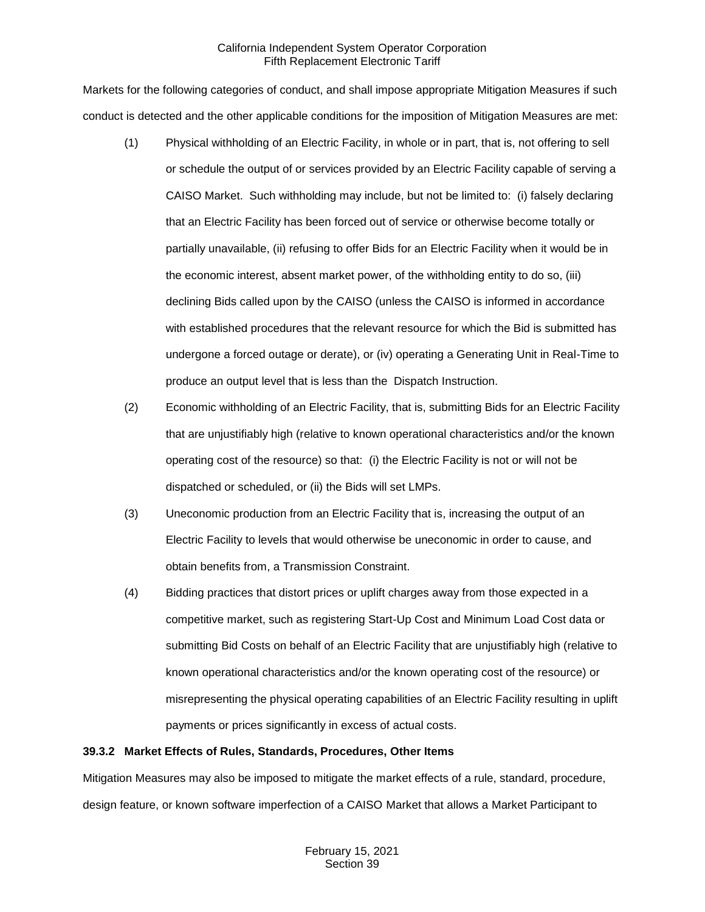Markets for the following categories of conduct, and shall impose appropriate Mitigation Measures if such conduct is detected and the other applicable conditions for the imposition of Mitigation Measures are met:

(1) Physical withholding of an Electric Facility, in whole or in part, that is, not offering to sell or schedule the output of or services provided by an Electric Facility capable of serving a CAISO Market. Such withholding may include, but not be limited to: (i) falsely declaring that an Electric Facility has been forced out of service or otherwise become totally or partially unavailable, (ii) refusing to offer Bids for an Electric Facility when it would be in the economic interest, absent market power, of the withholding entity to do so, (iii) declining Bids called upon by the CAISO (unless the CAISO is informed in accordance with established procedures that the relevant resource for which the Bid is submitted has undergone a forced outage or derate), or (iv) operating a Generating Unit in Real-Time to produce an output level that is less than the Dispatch Instruction.

(2) Economic withholding of an Electric Facility, that is, submitting Bids for an Electric Facility that are unjustifiably high (relative to known operational characteristics and/or the known operating cost of the resource) so that: (i) the Electric Facility is not or will not be dispatched or scheduled, or (ii) the Bids will set LMPs.

(3) Uneconomic production from an Electric Facility that is, increasing the output of an Electric Facility to levels that would otherwise be uneconomic in order to cause, and obtain benefits from, a Transmission Constraint.

(4) Bidding practices that distort prices or uplift charges away from those expected in a competitive market, such as registering Start-Up Cost and Minimum Load Cost data or submitting Bid Costs on behalf of an Electric Facility that are unjustifiably high (relative to known operational characteristics and/or the known operating cost of the resource) or misrepresenting the physical operating capabilities of an Electric Facility resulting in uplift payments or prices significantly in excess of actual costs.

**39.3.2 Market Effects of Rules, Standards, Procedures, Other Items**

Mitigation Measures may also be imposed to mitigate the market effects of a rule, standard, procedure, design feature, or known software imperfection of a CAISO Market that allows a Market Participant to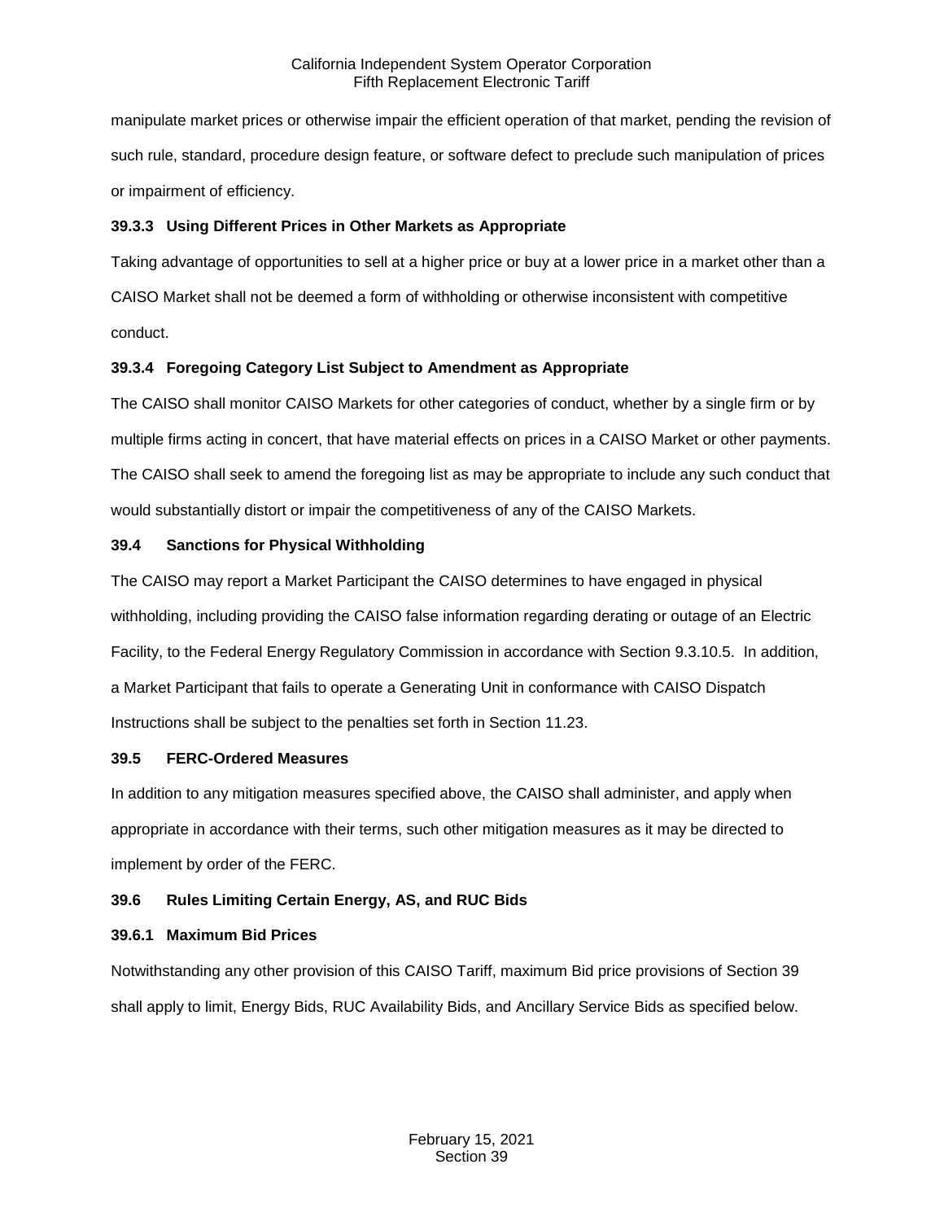manipulate market prices or otherwise impair the efficient operation of that market, pending the revision of such rule, standard, procedure design feature, or software defect to preclude such manipulation of prices or impairment of efficiency.

### 39.3.3 Using Different Prices in Other Markets as Appropriate

Taking advantage of opportunities to sell at a higher price or buy at a lower price in a market other than a CAISO Market shall not be deemed a form of withholding or otherwise inconsistent with competitive conduct.

### 39.3.4 Foregoing Category List Subject to Amendment as Appropriate

The CAISO shall monitor CAISO Markets for other categories of conduct, whether by a single firm or by multiple firms acting in concert, that have material effects on prices in a CAISO Market or other payments. The CAISO shall seek to amend the foregoing list as may be appropriate to include any such conduct that would substantially distort or impair the competitiveness of any of the CAISO Markets.

## 39.4 Sanctions for Physical Withholding

The CAISO may report a Market Participant the CAISO determines to have engaged in physical withholding, including providing the CAISO false information regarding derating or outage of an Electric Facility, to the Federal Energy Regulatory Commission in accordance with Section 9.3.10.5. In addition, a Market Participant that fails to operate a Generating Unit in conformance with CAISO Dispatch Instructions shall be subject to the penalties set forth in Section 11.23.

## 39.5 FERC-Ordered Measures

In addition to any mitigation measures specified above, the CAISO shall administer, and apply when appropriate in accordance with their terms, such other mitigation measures as it may be directed to implement by order of the FERC.

## 39.6 Rules Limiting Certain Energy, AS, and RUC Bids

### 39.6.1 Maximum Bid Prices

Notwithstanding any other provision of this CAISO Tariff, maximum Bid price provisions of Section 39 shall apply to limit, Energy Bids, RUC Availability Bids, and Ancillary Service Bids as specified below.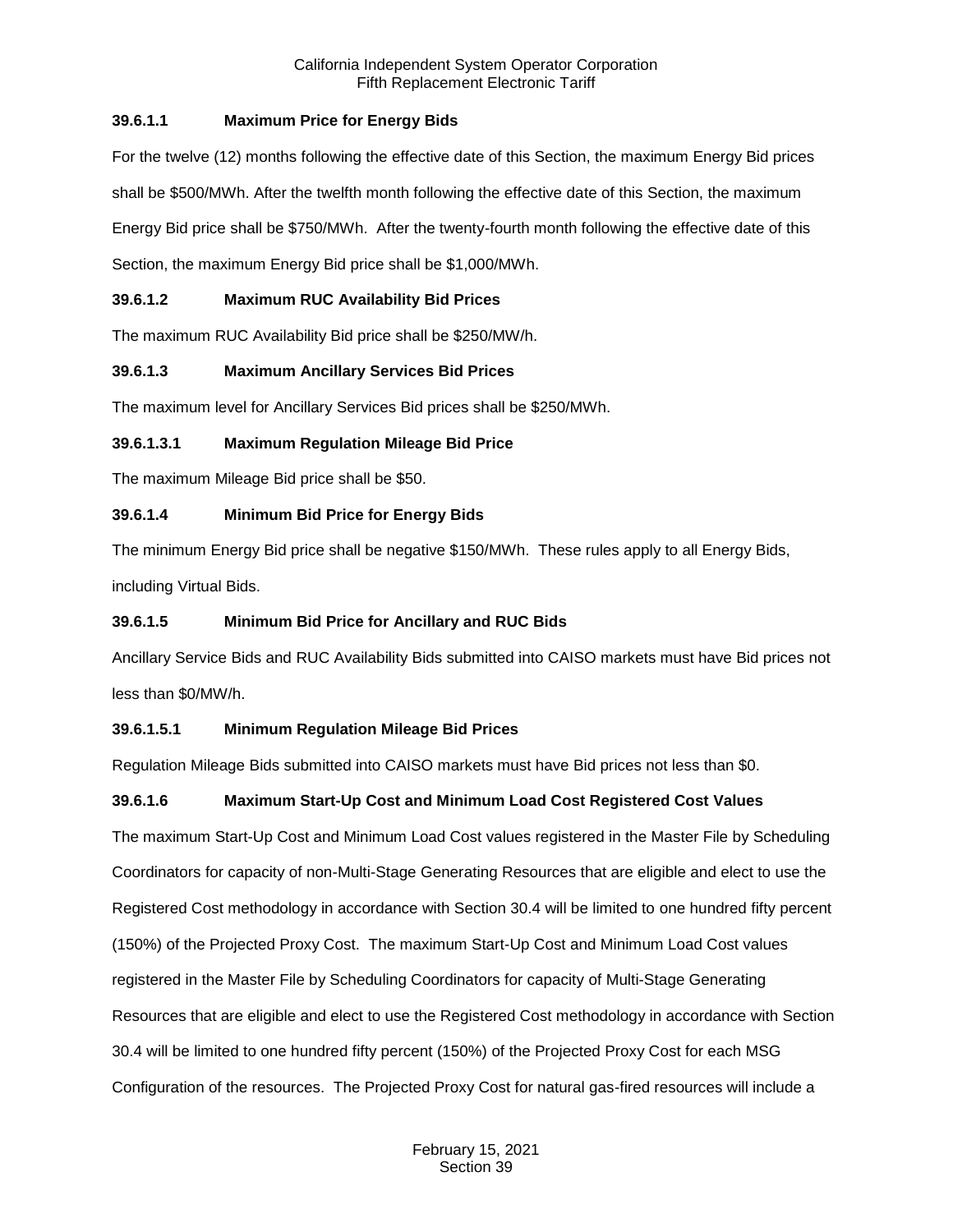### 39.6.1.1 Maximum Price for Energy Bids

For the twelve (12) months following the effective date of this Section, the maximum Energy Bid prices shall be $500/MWh. After the twelfth month following the effective date of this Section, the maximum Energy Bid price shall be $750/MWh. After the twenty-fourth month following the effective date of this Section, the maximum Energy Bid price shall be $1,000/MWh.

### 39.6.1.2 Maximum RUC Availability Bid Prices

The maximum RUC Availability Bid price shall be $250/MW/h.

### 39.6.1.3 Maximum Ancillary Services Bid Prices

The maximum level for Ancillary Services Bid prices shall be $250/MWh.

#### 39.6.1.3.1 Maximum Regulation Mileage Bid Price

The maximum Mileage Bid price shall be $50.

### 39.6.1.4 Minimum Bid Price for Energy Bids

The minimum Energy Bid price shall be negative $150/MWh. These rules apply to all Energy Bids, including Virtual Bids.

### 39.6.1.5 Minimum Bid Price for Ancillary and RUC Bids

Ancillary Service Bids and RUC Availability Bids submitted into CAISO markets must have Bid prices not less than $0/MW/h.

#### 39.6.1.5.1 Minimum Regulation Mileage Bid Prices

Regulation Mileage Bids submitted into CAISO markets must have Bid prices not less than $0.

### 39.6.1.6 Maximum Start-Up Cost and Minimum Load Cost Registered Cost Values

The maximum Start-Up Cost and Minimum Load Cost values registered in the Master File by Scheduling Coordinators for capacity of non-Multi-Stage Generating Resources that are eligible and elect to use the Registered Cost methodology in accordance with Section 30.4 will be limited to one hundred fifty percent (150%) of the Projected Proxy Cost. The maximum Start-Up Cost and Minimum Load Cost values registered in the Master File by Scheduling Coordinators for capacity of Multi-Stage Generating Resources that are eligible and elect to use the Registered Cost methodology in accordance with Section 30.4 will be limited to one hundred fifty percent (150%) of the Projected Proxy Cost for each MSG Configuration of the resources. The Projected Proxy Cost for natural gas-fired resources will include a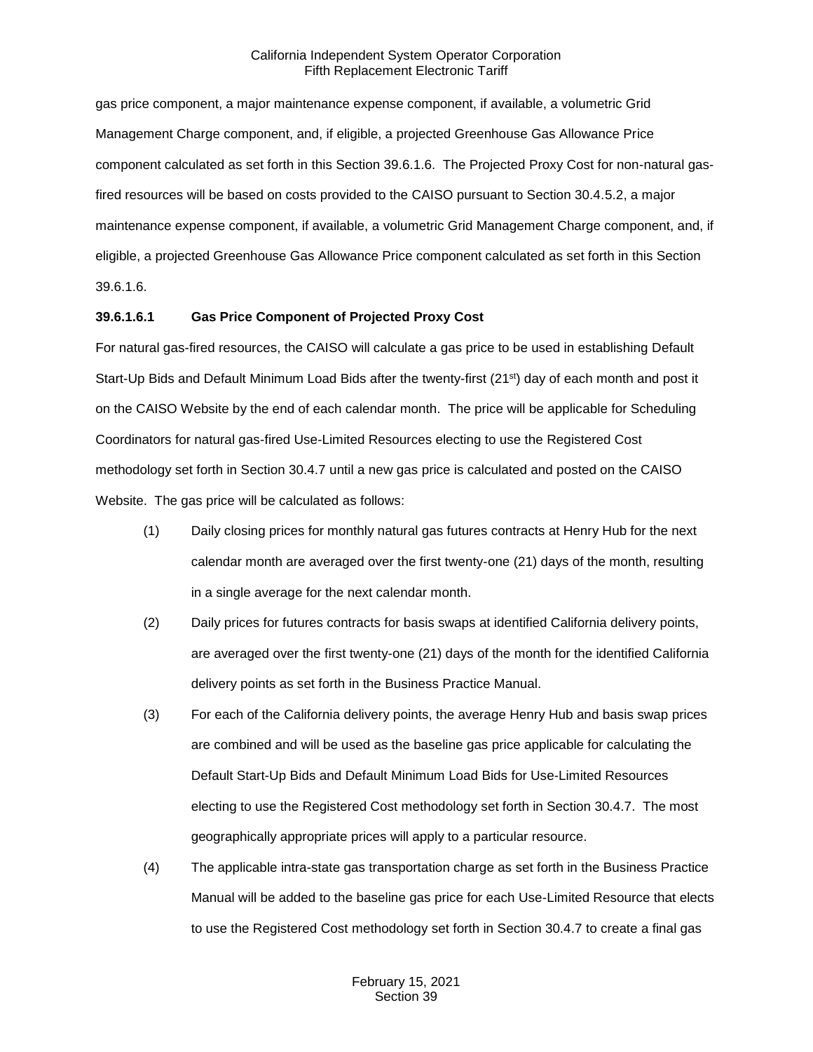gas price component, a major maintenance expense component, if available, a volumetric Grid Management Charge component, and, if eligible, a projected Greenhouse Gas Allowance Price component calculated as set forth in this Section 39.6.1.6. The Projected Proxy Cost for non-natural gas-fired resources will be based on costs provided to the CAISO pursuant to Section 30.4.5.2, a major maintenance expense component, if available, a volumetric Grid Management Charge component, and, if eligible, a projected Greenhouse Gas Allowance Price component calculated as set forth in this Section 39.6.1.6.

**39.6.1.6.1 Gas Price Component of Projected Proxy Cost**

For natural gas-fired resources, the CAISO will calculate a gas price to be used in establishing Default Start-Up Bids and Default Minimum Load Bids after the twenty-first (21st) day of each month and post it on the CAISO Website by the end of each calendar month. The price will be applicable for Scheduling Coordinators for natural gas-fired Use-Limited Resources electing to use the Registered Cost methodology set forth in Section 30.4.7 until a new gas price is calculated and posted on the CAISO Website. The gas price will be calculated as follows:

(1) Daily closing prices for monthly natural gas futures contracts at Henry Hub for the next calendar month are averaged over the first twenty-one (21) days of the month, resulting in a single average for the next calendar month.

(2) Daily prices for futures contracts for basis swaps at identified California delivery points, are averaged over the first twenty-one (21) days of the month for the identified California delivery points as set forth in the Business Practice Manual.

(3) For each of the California delivery points, the average Henry Hub and basis swap prices are combined and will be used as the baseline gas price applicable for calculating the Default Start-Up Bids and Default Minimum Load Bids for Use-Limited Resources electing to use the Registered Cost methodology set forth in Section 30.4.7. The most geographically appropriate prices will apply to a particular resource.

(4) The applicable intra-state gas transportation charge as set forth in the Business Practice Manual will be added to the baseline gas price for each Use-Limited Resource that elects to use the Registered Cost methodology set forth in Section 30.4.7 to create a final gas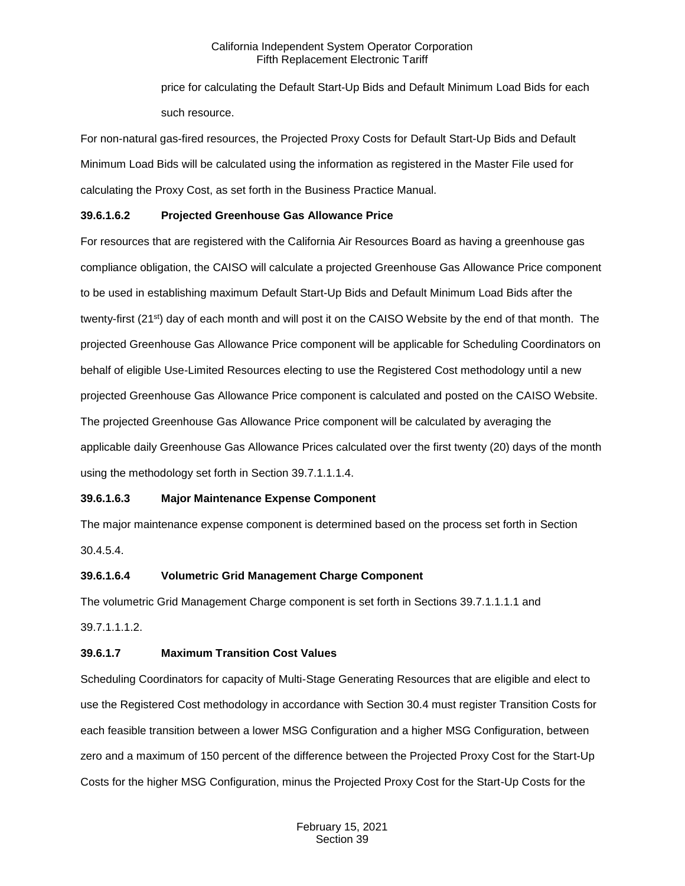price for calculating the Default Start-Up Bids and Default Minimum Load Bids for each such resource.

For non-natural gas-fired resources, the Projected Proxy Costs for Default Start-Up Bids and Default Minimum Load Bids will be calculated using the information as registered in the Master File used for calculating the Proxy Cost, as set forth in the Business Practice Manual.

**39.6.1.6.2 Projected Greenhouse Gas Allowance Price**

For resources that are registered with the California Air Resources Board as having a greenhouse gas compliance obligation, the CAISO will calculate a projected Greenhouse Gas Allowance Price component to be used in establishing maximum Default Start-Up Bids and Default Minimum Load Bids after the twenty-first (21st) day of each month and will post it on the CAISO Website by the end of that month. The projected Greenhouse Gas Allowance Price component will be applicable for Scheduling Coordinators on behalf of eligible Use-Limited Resources electing to use the Registered Cost methodology until a new projected Greenhouse Gas Allowance Price component is calculated and posted on the CAISO Website. The projected Greenhouse Gas Allowance Price component will be calculated by averaging the applicable daily Greenhouse Gas Allowance Prices calculated over the first twenty (20) days of the month using the methodology set forth in Section 39.7.1.1.1.4.

**39.6.1.6.3 Major Maintenance Expense Component**

The major maintenance expense component is determined based on the process set forth in Section 30.4.5.4.

**39.6.1.6.4 Volumetric Grid Management Charge Component**

The volumetric Grid Management Charge component is set forth in Sections 39.7.1.1.1.1 and 39.7.1.1.1.2.

**39.6.1.7 Maximum Transition Cost Values**

Scheduling Coordinators for capacity of Multi-Stage Generating Resources that are eligible and elect to use the Registered Cost methodology in accordance with Section 30.4 must register Transition Costs for each feasible transition between a lower MSG Configuration and a higher MSG Configuration, between zero and a maximum of 150 percent of the difference between the Projected Proxy Cost for the Start-Up Costs for the higher MSG Configuration, minus the Projected Proxy Cost for the Start-Up Costs for the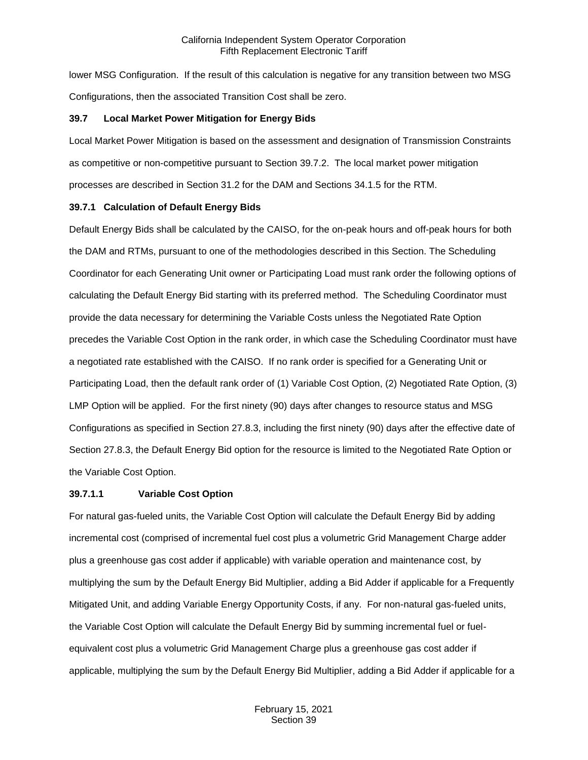lower MSG Configuration. If the result of this calculation is negative for any transition between two MSG Configurations, then the associated Transition Cost shall be zero.

### 39.7 Local Market Power Mitigation for Energy Bids

Local Market Power Mitigation is based on the assessment and designation of Transmission Constraints as competitive or non-competitive pursuant to Section 39.7.2. The local market power mitigation processes are described in Section 31.2 for the DAM and Sections 34.1.5 for the RTM.

### 39.7.1 Calculation of Default Energy Bids

Default Energy Bids shall be calculated by the CAISO, for the on-peak hours and off-peak hours for both the DAM and RTMs, pursuant to one of the methodologies described in this Section. The Scheduling Coordinator for each Generating Unit owner or Participating Load must rank order the following options of calculating the Default Energy Bid starting with its preferred method. The Scheduling Coordinator must provide the data necessary for determining the Variable Costs unless the Negotiated Rate Option precedes the Variable Cost Option in the rank order, in which case the Scheduling Coordinator must have a negotiated rate established with the CAISO. If no rank order is specified for a Generating Unit or Participating Load, then the default rank order of (1) Variable Cost Option, (2) Negotiated Rate Option, (3) LMP Option will be applied. For the first ninety (90) days after changes to resource status and MSG Configurations as specified in Section 27.8.3, including the first ninety (90) days after the effective date of Section 27.8.3, the Default Energy Bid option for the resource is limited to the Negotiated Rate Option or the Variable Cost Option.

#### 39.7.1.1 Variable Cost Option

For natural gas-fueled units, the Variable Cost Option will calculate the Default Energy Bid by adding incremental cost (comprised of incremental fuel cost plus a volumetric Grid Management Charge adder plus a greenhouse gas cost adder if applicable) with variable operation and maintenance cost, by multiplying the sum by the Default Energy Bid Multiplier, adding a Bid Adder if applicable for a Frequently Mitigated Unit, and adding Variable Energy Opportunity Costs, if any. For non-natural gas-fueled units, the Variable Cost Option will calculate the Default Energy Bid by summing incremental fuel or fuel-equivalent cost plus a volumetric Grid Management Charge plus a greenhouse gas cost adder if applicable, multiplying the sum by the Default Energy Bid Multiplier, adding a Bid Adder if applicable for a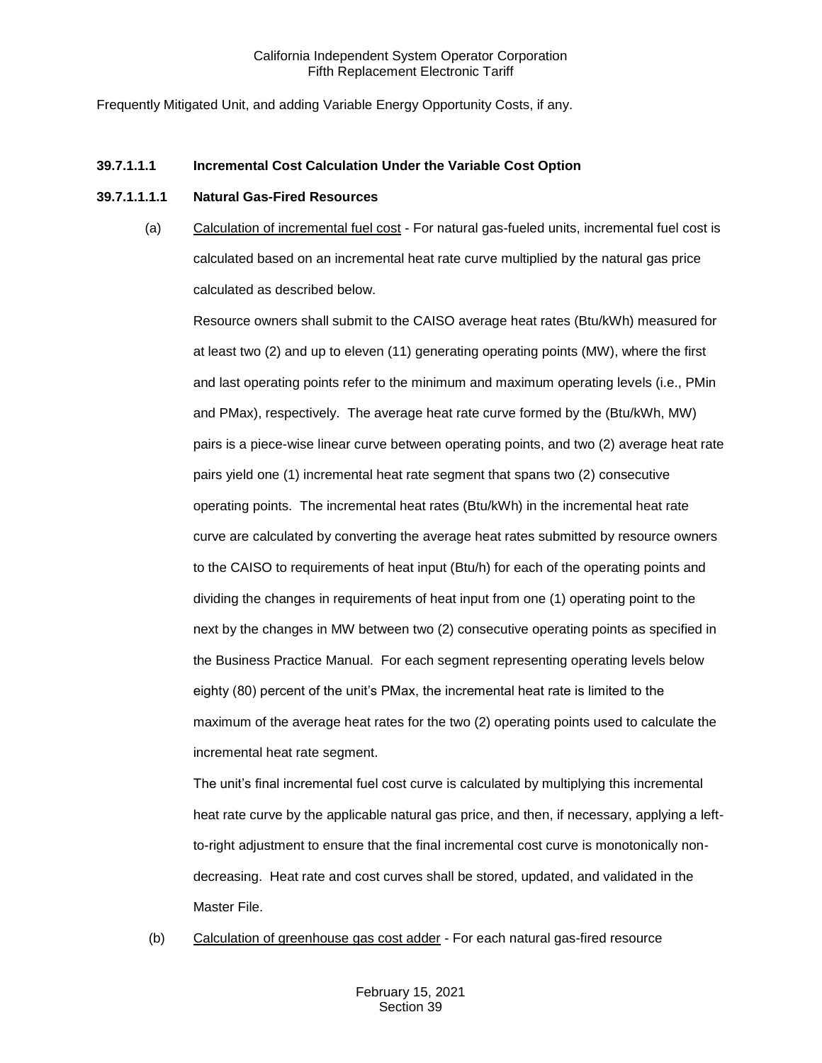Frequently Mitigated Unit, and adding Variable Energy Opportunity Costs, if any.

**39.7.1.1.1 Incremental Cost Calculation Under the Variable Cost Option**

**39.7.1.1.1.1 Natural Gas-Fired Resources**

(a) Calculation of incremental fuel cost - For natural gas-fueled units, incremental fuel cost is calculated based on an incremental heat rate curve multiplied by the natural gas price calculated as described below.

Resource owners shall submit to the CAISO average heat rates (Btu/kWh) measured for at least two (2) and up to eleven (11) generating operating points (MW), where the first and last operating points refer to the minimum and maximum operating levels (i.e., PMin and PMax), respectively. The average heat rate curve formed by the (Btu/kWh, MW) pairs is a piece-wise linear curve between operating points, and two (2) average heat rate pairs yield one (1) incremental heat rate segment that spans two (2) consecutive operating points. The incremental heat rates (Btu/kWh) in the incremental heat rate curve are calculated by converting the average heat rates submitted by resource owners to the CAISO to requirements of heat input (Btu/h) for each of the operating points and dividing the changes in requirements of heat input from one (1) operating point to the next by the changes in MW between two (2) consecutive operating points as specified in the Business Practice Manual. For each segment representing operating levels below eighty (80) percent of the unit's PMax, the incremental heat rate is limited to the maximum of the average heat rates for the two (2) operating points used to calculate the incremental heat rate segment.

The unit's final incremental fuel cost curve is calculated by multiplying this incremental heat rate curve by the applicable natural gas price, and then, if necessary, applying a left-to-right adjustment to ensure that the final incremental cost curve is monotonically non-decreasing. Heat rate and cost curves shall be stored, updated, and validated in the Master File.

(b) Calculation of greenhouse gas cost adder - For each natural gas-fired resource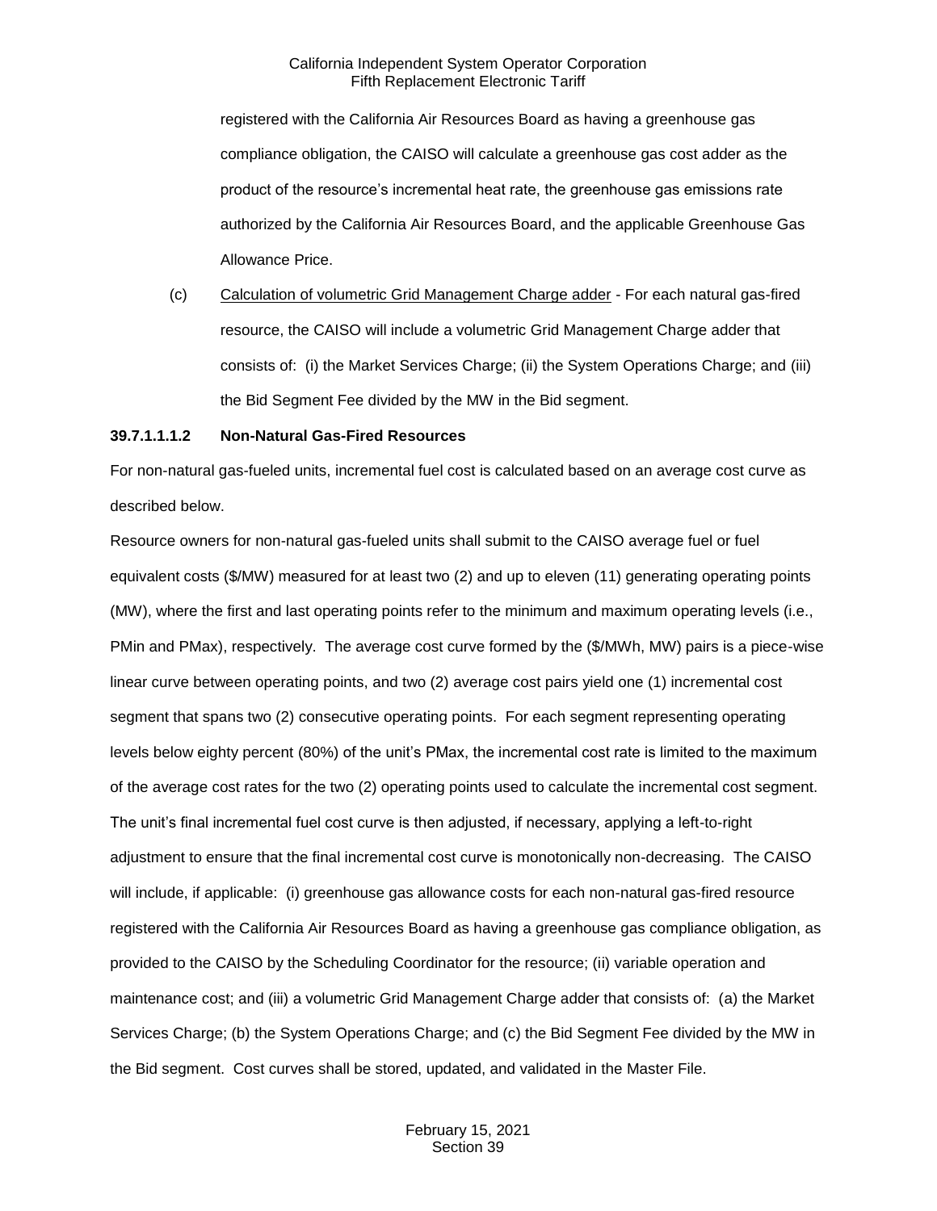registered with the California Air Resources Board as having a greenhouse gas compliance obligation, the CAISO will calculate a greenhouse gas cost adder as the product of the resource's incremental heat rate, the greenhouse gas emissions rate authorized by the California Air Resources Board, and the applicable Greenhouse Gas Allowance Price.

(c) Calculation of volumetric Grid Management Charge adder - For each natural gas-fired resource, the CAISO will include a volumetric Grid Management Charge adder that consists of: (i) the Market Services Charge; (ii) the System Operations Charge; and (iii) the Bid Segment Fee divided by the MW in the Bid segment.

**39.7.1.1.1.2 Non-Natural Gas-Fired Resources**

For non-natural gas-fueled units, incremental fuel cost is calculated based on an average cost curve as described below.

Resource owners for non-natural gas-fueled units shall submit to the CAISO average fuel or fuel equivalent costs ($/MW) measured for at least two (2) and up to eleven (11) generating operating points (MW), where the first and last operating points refer to the minimum and maximum operating levels (i.e., PMin and PMax), respectively. The average cost curve formed by the ($/MWh, MW) pairs is a piece-wise linear curve between operating points, and two (2) average cost pairs yield one (1) incremental cost segment that spans two (2) consecutive operating points. For each segment representing operating levels below eighty percent (80%) of the unit's PMax, the incremental cost rate is limited to the maximum of the average cost rates for the two (2) operating points used to calculate the incremental cost segment. The unit's final incremental fuel cost curve is then adjusted, if necessary, applying a left-to-right adjustment to ensure that the final incremental cost curve is monotonically non-decreasing. The CAISO will include, if applicable: (i) greenhouse gas allowance costs for each non-natural gas-fired resource registered with the California Air Resources Board as having a greenhouse gas compliance obligation, as provided to the CAISO by the Scheduling Coordinator for the resource; (ii) variable operation and maintenance cost; and (iii) a volumetric Grid Management Charge adder that consists of: (a) the Market Services Charge; (b) the System Operations Charge; and (c) the Bid Segment Fee divided by the MW in the Bid segment. Cost curves shall be stored, updated, and validated in the Master File.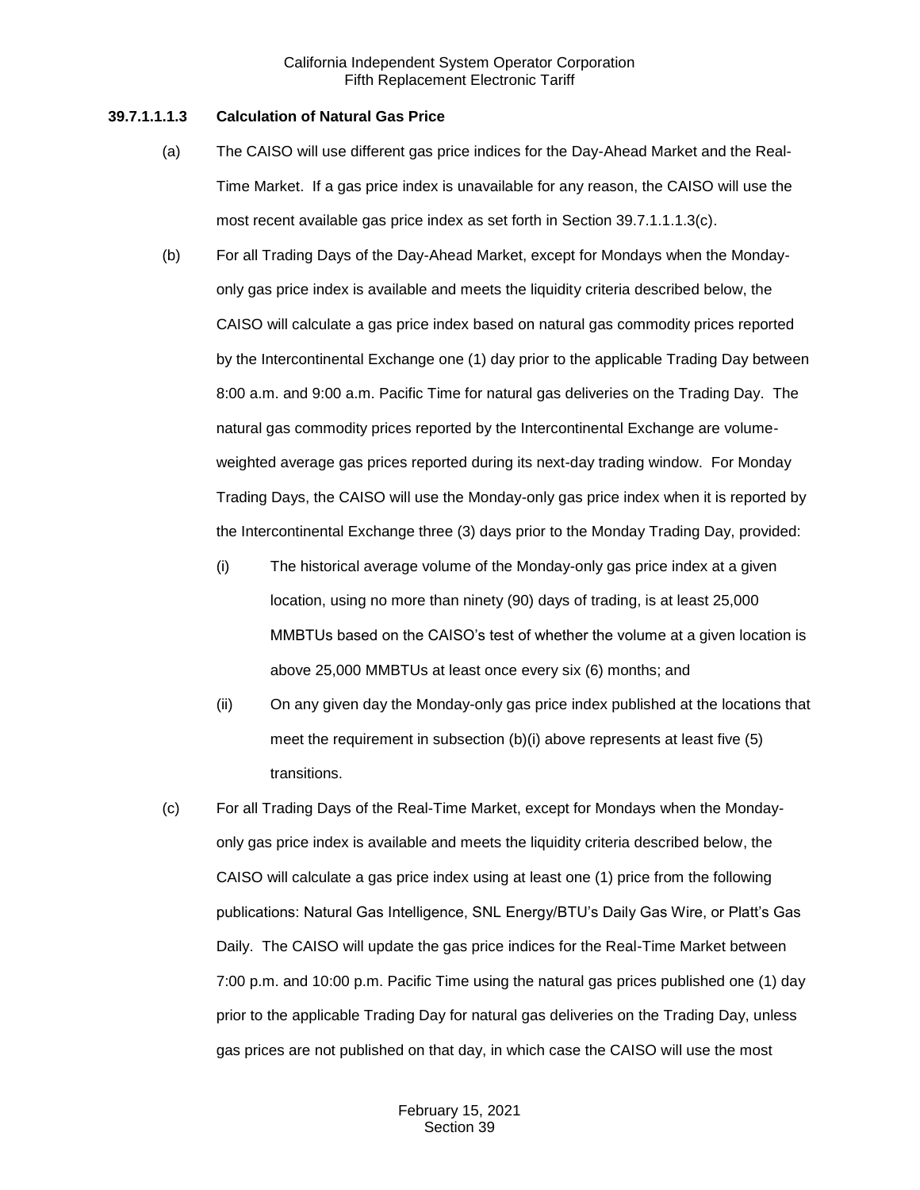### 39.7.1.1.1.3 Calculation of Natural Gas Price

(a) The CAISO will use different gas price indices for the Day-Ahead Market and the Real-Time Market. If a gas price index is unavailable for any reason, the CAISO will use the most recent available gas price index as set forth in Section 39.7.1.1.1.3(c).

(b) For all Trading Days of the Day-Ahead Market, except for Mondays when the Monday-only gas price index is available and meets the liquidity criteria described below, the CAISO will calculate a gas price index based on natural gas commodity prices reported by the Intercontinental Exchange one (1) day prior to the applicable Trading Day between 8:00 a.m. and 9:00 a.m. Pacific Time for natural gas deliveries on the Trading Day. The natural gas commodity prices reported by the Intercontinental Exchange are volume-weighted average gas prices reported during its next-day trading window. For Monday Trading Days, the CAISO will use the Monday-only gas price index when it is reported by the Intercontinental Exchange three (3) days prior to the Monday Trading Day, provided:

   (i) The historical average volume of the Monday-only gas price index at a given location, using no more than ninety (90) days of trading, is at least 25,000 MMBTUs based on the CAISO's test of whether the volume at a given location is above 25,000 MMBTUs at least once every six (6) months; and

   (ii) On any given day the Monday-only gas price index published at the locations that meet the requirement in subsection (b)(i) above represents at least five (5) transitions.

(c) For all Trading Days of the Real-Time Market, except for Mondays when the Monday-only gas price index is available and meets the liquidity criteria described below, the CAISO will calculate a gas price index using at least one (1) price from the following publications: Natural Gas Intelligence, SNL Energy/BTU's Daily Gas Wire, or Platt's Gas Daily. The CAISO will update the gas price indices for the Real-Time Market between 7:00 p.m. and 10:00 p.m. Pacific Time using the natural gas prices published one (1) day prior to the applicable Trading Day for natural gas deliveries on the Trading Day, unless gas prices are not published on that day, in which case the CAISO will use the most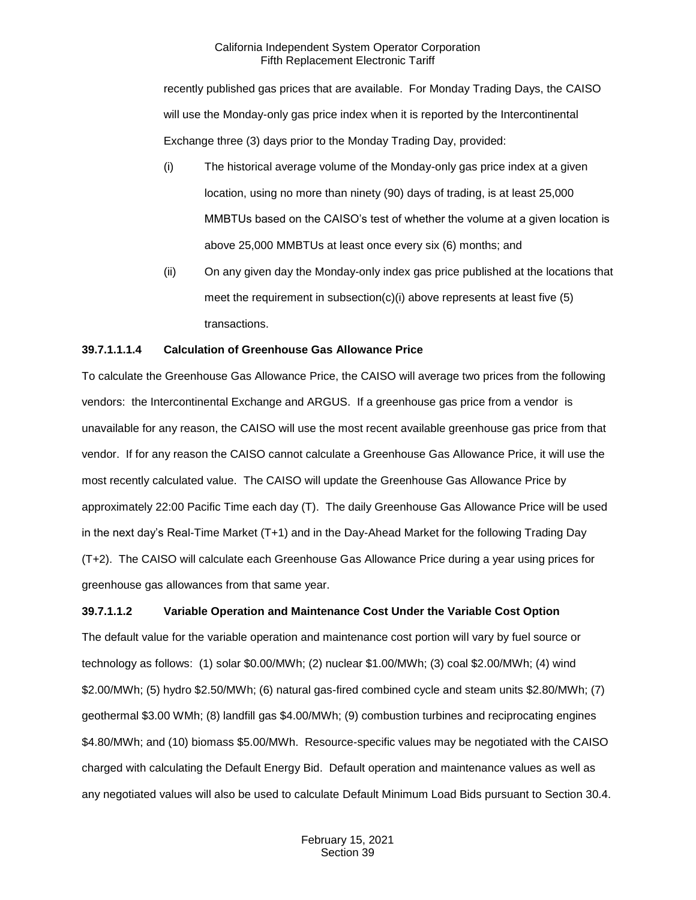recently published gas prices that are available. For Monday Trading Days, the CAISO will use the Monday-only gas price index when it is reported by the Intercontinental Exchange three (3) days prior to the Monday Trading Day, provided:

(i) The historical average volume of the Monday-only gas price index at a given location, using no more than ninety (90) days of trading, is at least 25,000 MMBTUs based on the CAISO's test of whether the volume at a given location is above 25,000 MMBTUs at least once every six (6) months; and

(ii) On any given day the Monday-only index gas price published at the locations that meet the requirement in subsection(c)(i) above represents at least five (5) transactions.

**39.7.1.1.1.4 Calculation of Greenhouse Gas Allowance Price**

To calculate the Greenhouse Gas Allowance Price, the CAISO will average two prices from the following vendors: the Intercontinental Exchange and ARGUS. If a greenhouse gas price from a vendor is unavailable for any reason, the CAISO will use the most recent available greenhouse gas price from that vendor. If for any reason the CAISO cannot calculate a Greenhouse Gas Allowance Price, it will use the most recently calculated value. The CAISO will update the Greenhouse Gas Allowance Price by approximately 22:00 Pacific Time each day (T). The daily Greenhouse Gas Allowance Price will be used in the next day's Real-Time Market (T+1) and in the Day-Ahead Market for the following Trading Day (T+2). The CAISO will calculate each Greenhouse Gas Allowance Price during a year using prices for greenhouse gas allowances from that same year.

**39.7.1.1.2 Variable Operation and Maintenance Cost Under the Variable Cost Option**

The default value for the variable operation and maintenance cost portion will vary by fuel source or technology as follows: (1) solar $0.00/MWh; (2) nuclear $1.00/MWh; (3) coal $2.00/MWh; (4) wind $2.00/MWh; (5) hydro $2.50/MWh; (6) natural gas-fired combined cycle and steam units $2.80/MWh; (7) geothermal $3.00 WMh; (8) landfill gas $4.00/MWh; (9) combustion turbines and reciprocating engines $4.80/MWh; and (10) biomass $5.00/MWh. Resource-specific values may be negotiated with the CAISO charged with calculating the Default Energy Bid. Default operation and maintenance values as well as any negotiated values will also be used to calculate Default Minimum Load Bids pursuant to Section 30.4.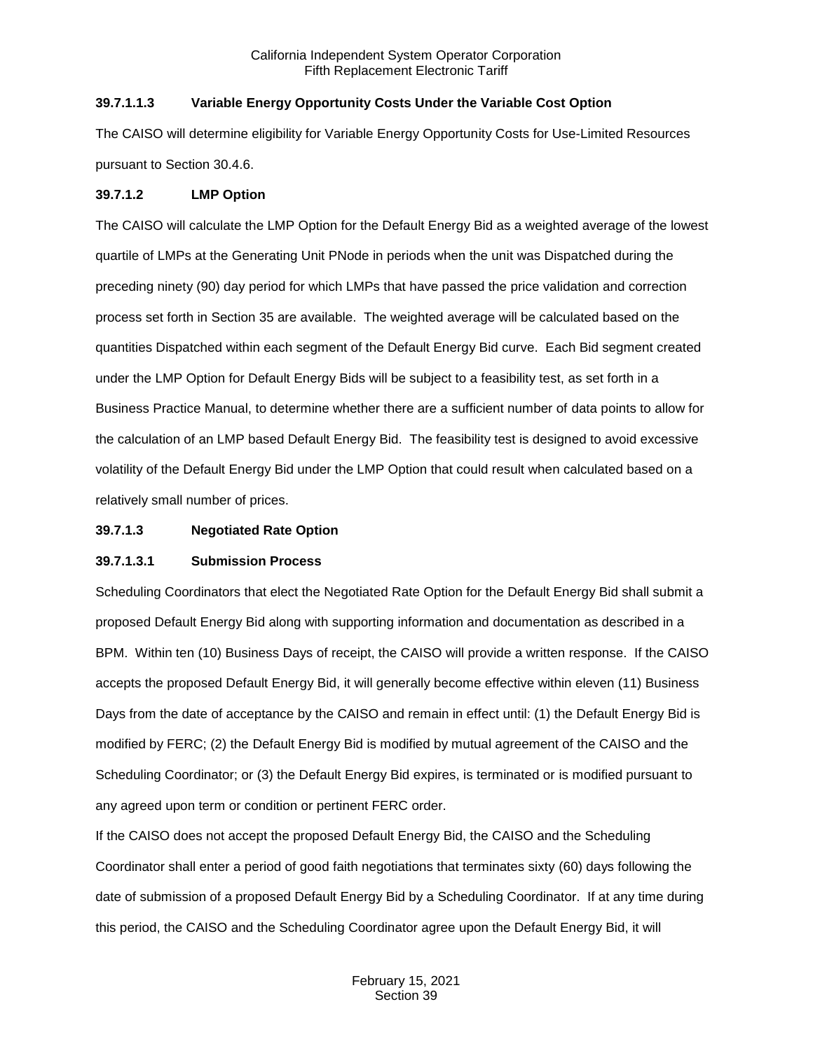### 39.7.1.1.3 Variable Energy Opportunity Costs Under the Variable Cost Option

The CAISO will determine eligibility for Variable Energy Opportunity Costs for Use-Limited Resources pursuant to Section 30.4.6.

### 39.7.1.2 LMP Option

The CAISO will calculate the LMP Option for the Default Energy Bid as a weighted average of the lowest quartile of LMPs at the Generating Unit PNode in periods when the unit was Dispatched during the preceding ninety (90) day period for which LMPs that have passed the price validation and correction process set forth in Section 35 are available. The weighted average will be calculated based on the quantities Dispatched within each segment of the Default Energy Bid curve. Each Bid segment created under the LMP Option for Default Energy Bids will be subject to a feasibility test, as set forth in a Business Practice Manual, to determine whether there are a sufficient number of data points to allow for the calculation of an LMP based Default Energy Bid. The feasibility test is designed to avoid excessive volatility of the Default Energy Bid under the LMP Option that could result when calculated based on a relatively small number of prices.

### 39.7.1.3 Negotiated Rate Option

### 39.7.1.3.1 Submission Process

Scheduling Coordinators that elect the Negotiated Rate Option for the Default Energy Bid shall submit a proposed Default Energy Bid along with supporting information and documentation as described in a BPM. Within ten (10) Business Days of receipt, the CAISO will provide a written response. If the CAISO accepts the proposed Default Energy Bid, it will generally become effective within eleven (11) Business Days from the date of acceptance by the CAISO and remain in effect until: (1) the Default Energy Bid is modified by FERC; (2) the Default Energy Bid is modified by mutual agreement of the CAISO and the Scheduling Coordinator; or (3) the Default Energy Bid expires, is terminated or is modified pursuant to any agreed upon term or condition or pertinent FERC order.

If the CAISO does not accept the proposed Default Energy Bid, the CAISO and the Scheduling Coordinator shall enter a period of good faith negotiations that terminates sixty (60) days following the date of submission of a proposed Default Energy Bid by a Scheduling Coordinator. If at any time during this period, the CAISO and the Scheduling Coordinator agree upon the Default Energy Bid, it will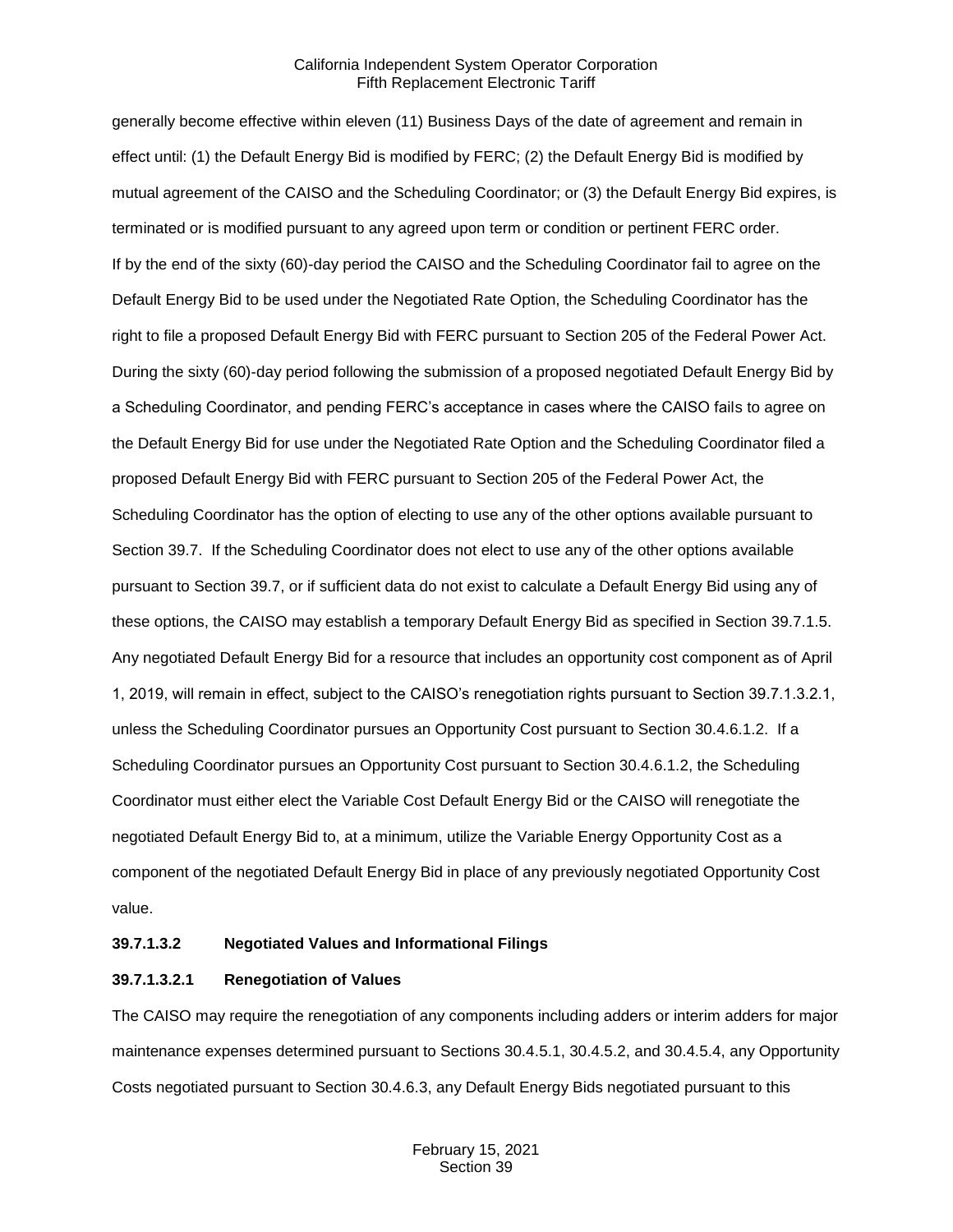generally become effective within eleven (11) Business Days of the date of agreement and remain in effect until: (1) the Default Energy Bid is modified by FERC; (2) the Default Energy Bid is modified by mutual agreement of the CAISO and the Scheduling Coordinator; or (3) the Default Energy Bid expires, is terminated or is modified pursuant to any agreed upon term or condition or pertinent FERC order.
If by the end of the sixty (60)-day period the CAISO and the Scheduling Coordinator fail to agree on the Default Energy Bid to be used under the Negotiated Rate Option, the Scheduling Coordinator has the right to file a proposed Default Energy Bid with FERC pursuant to Section 205 of the Federal Power Act. During the sixty (60)-day period following the submission of a proposed negotiated Default Energy Bid by a Scheduling Coordinator, and pending FERC's acceptance in cases where the CAISO fails to agree on the Default Energy Bid for use under the Negotiated Rate Option and the Scheduling Coordinator filed a proposed Default Energy Bid with FERC pursuant to Section 205 of the Federal Power Act, the Scheduling Coordinator has the option of electing to use any of the other options available pursuant to Section 39.7. If the Scheduling Coordinator does not elect to use any of the other options available pursuant to Section 39.7, or if sufficient data do not exist to calculate a Default Energy Bid using any of these options, the CAISO may establish a temporary Default Energy Bid as specified in Section 39.7.1.5. Any negotiated Default Energy Bid for a resource that includes an opportunity cost component as of April 1, 2019, will remain in effect, subject to the CAISO's renegotiation rights pursuant to Section 39.7.1.3.2.1, unless the Scheduling Coordinator pursues an Opportunity Cost pursuant to Section 30.4.6.1.2. If a Scheduling Coordinator pursues an Opportunity Cost pursuant to Section 30.4.6.1.2, the Scheduling Coordinator must either elect the Variable Cost Default Energy Bid or the CAISO will renegotiate the negotiated Default Energy Bid to, at a minimum, utilize the Variable Energy Opportunity Cost as a component of the negotiated Default Energy Bid in place of any previously negotiated Opportunity Cost value.

**39.7.1.3.2 Negotiated Values and Informational Filings**

**39.7.1.3.2.1 Renegotiation of Values**

The CAISO may require the renegotiation of any components including adders or interim adders for major maintenance expenses determined pursuant to Sections 30.4.5.1, 30.4.5.2, and 30.4.5.4, any Opportunity Costs negotiated pursuant to Section 30.4.6.3, any Default Energy Bids negotiated pursuant to this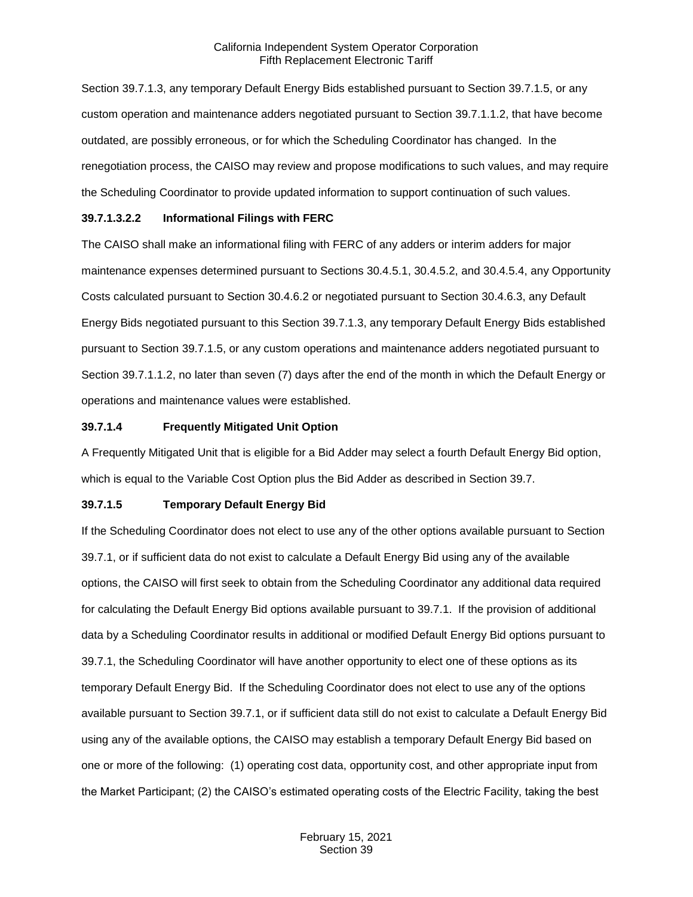Section 39.7.1.3, any temporary Default Energy Bids established pursuant to Section 39.7.1.5, or any custom operation and maintenance adders negotiated pursuant to Section 39.7.1.1.2, that have become outdated, are possibly erroneous, or for which the Scheduling Coordinator has changed. In the renegotiation process, the CAISO may review and propose modifications to such values, and may require the Scheduling Coordinator to provide updated information to support continuation of such values.

**39.7.1.3.2.2 Informational Filings with FERC**

The CAISO shall make an informational filing with FERC of any adders or interim adders for major maintenance expenses determined pursuant to Sections 30.4.5.1, 30.4.5.2, and 30.4.5.4, any Opportunity Costs calculated pursuant to Section 30.4.6.2 or negotiated pursuant to Section 30.4.6.3, any Default Energy Bids negotiated pursuant to this Section 39.7.1.3, any temporary Default Energy Bids established pursuant to Section 39.7.1.5, or any custom operations and maintenance adders negotiated pursuant to Section 39.7.1.1.2, no later than seven (7) days after the end of the month in which the Default Energy or operations and maintenance values were established.

**39.7.1.4 Frequently Mitigated Unit Option**

A Frequently Mitigated Unit that is eligible for a Bid Adder may select a fourth Default Energy Bid option, which is equal to the Variable Cost Option plus the Bid Adder as described in Section 39.7.

**39.7.1.5 Temporary Default Energy Bid**

If the Scheduling Coordinator does not elect to use any of the other options available pursuant to Section 39.7.1, or if sufficient data do not exist to calculate a Default Energy Bid using any of the available options, the CAISO will first seek to obtain from the Scheduling Coordinator any additional data required for calculating the Default Energy Bid options available pursuant to 39.7.1. If the provision of additional data by a Scheduling Coordinator results in additional or modified Default Energy Bid options pursuant to 39.7.1, the Scheduling Coordinator will have another opportunity to elect one of these options as its temporary Default Energy Bid. If the Scheduling Coordinator does not elect to use any of the options available pursuant to Section 39.7.1, or if sufficient data still do not exist to calculate a Default Energy Bid using any of the available options, the CAISO may establish a temporary Default Energy Bid based on one or more of the following: (1) operating cost data, opportunity cost, and other appropriate input from the Market Participant; (2) the CAISO's estimated operating costs of the Electric Facility, taking the best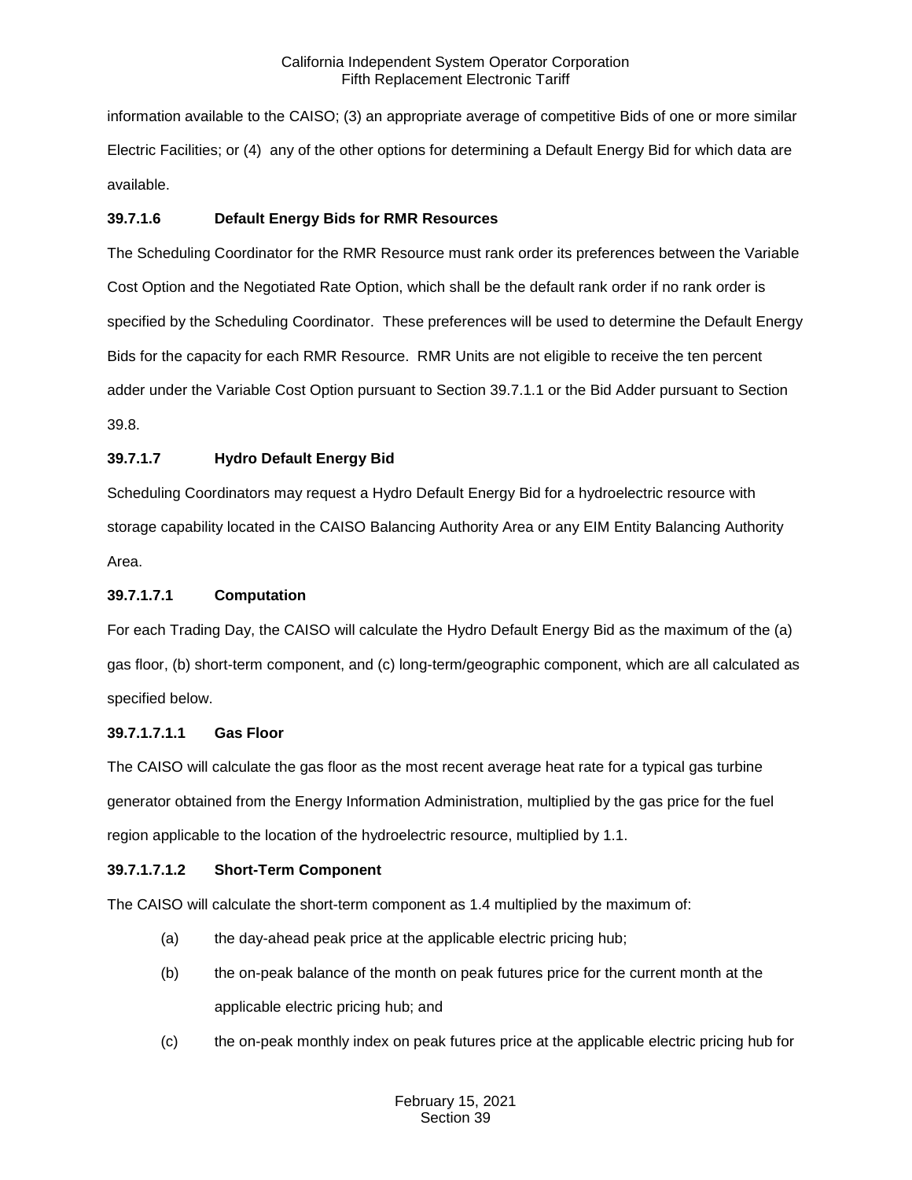information available to the CAISO; (3) an appropriate average of competitive Bids of one or more similar Electric Facilities; or (4) any of the other options for determining a Default Energy Bid for which data are available.

**39.7.1.6 Default Energy Bids for RMR Resources**

The Scheduling Coordinator for the RMR Resource must rank order its preferences between the Variable Cost Option and the Negotiated Rate Option, which shall be the default rank order if no rank order is specified by the Scheduling Coordinator. These preferences will be used to determine the Default Energy Bids for the capacity for each RMR Resource. RMR Units are not eligible to receive the ten percent adder under the Variable Cost Option pursuant to Section 39.7.1.1 or the Bid Adder pursuant to Section 39.8.

**39.7.1.7 Hydro Default Energy Bid**

Scheduling Coordinators may request a Hydro Default Energy Bid for a hydroelectric resource with storage capability located in the CAISO Balancing Authority Area or any EIM Entity Balancing Authority Area.

**39.7.1.7.1 Computation**

For each Trading Day, the CAISO will calculate the Hydro Default Energy Bid as the maximum of the (a) gas floor, (b) short-term component, and (c) long-term/geographic component, which are all calculated as specified below.

**39.7.1.7.1.1 Gas Floor**

The CAISO will calculate the gas floor as the most recent average heat rate for a typical gas turbine generator obtained from the Energy Information Administration, multiplied by the gas price for the fuel region applicable to the location of the hydroelectric resource, multiplied by 1.1.

**39.7.1.7.1.2 Short-Term Component**

The CAISO will calculate the short-term component as 1.4 multiplied by the maximum of:

(a) the day-ahead peak price at the applicable electric pricing hub;

(b) the on-peak balance of the month on peak futures price for the current month at the applicable electric pricing hub; and

(c) the on-peak monthly index on peak futures price at the applicable electric pricing hub for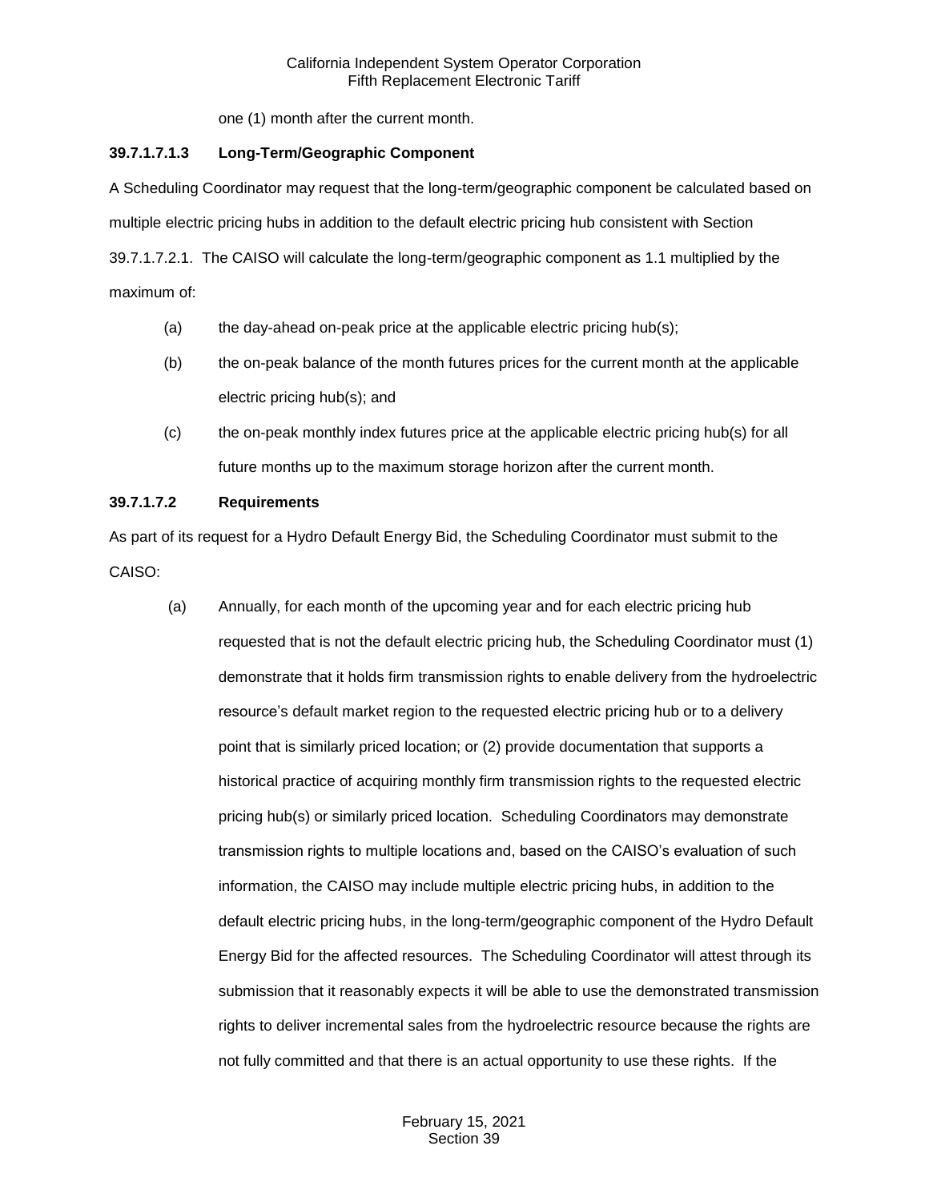one (1) month after the current month.

**39.7.1.7.1.3 Long-Term/Geographic Component**

A Scheduling Coordinator may request that the long-term/geographic component be calculated based on multiple electric pricing hubs in addition to the default electric pricing hub consistent with Section 39.7.1.7.2.1. The CAISO will calculate the long-term/geographic component as 1.1 multiplied by the maximum of:

(a) the day-ahead on-peak price at the applicable electric pricing hub(s);

(b) the on-peak balance of the month futures prices for the current month at the applicable electric pricing hub(s); and

(c) the on-peak monthly index futures price at the applicable electric pricing hub(s) for all future months up to the maximum storage horizon after the current month.

**39.7.1.7.2 Requirements**

As part of its request for a Hydro Default Energy Bid, the Scheduling Coordinator must submit to the CAISO:

(a) Annually, for each month of the upcoming year and for each electric pricing hub requested that is not the default electric pricing hub, the Scheduling Coordinator must (1) demonstrate that it holds firm transmission rights to enable delivery from the hydroelectric resource's default market region to the requested electric pricing hub or to a delivery point that is similarly priced location; or (2) provide documentation that supports a historical practice of acquiring monthly firm transmission rights to the requested electric pricing hub(s) or similarly priced location. Scheduling Coordinators may demonstrate transmission rights to multiple locations and, based on the CAISO's evaluation of such information, the CAISO may include multiple electric pricing hubs, in addition to the default electric pricing hubs, in the long-term/geographic component of the Hydro Default Energy Bid for the affected resources. The Scheduling Coordinator will attest through its submission that it reasonably expects it will be able to use the demonstrated transmission rights to deliver incremental sales from the hydroelectric resource because the rights are not fully committed and that there is an actual opportunity to use these rights. If the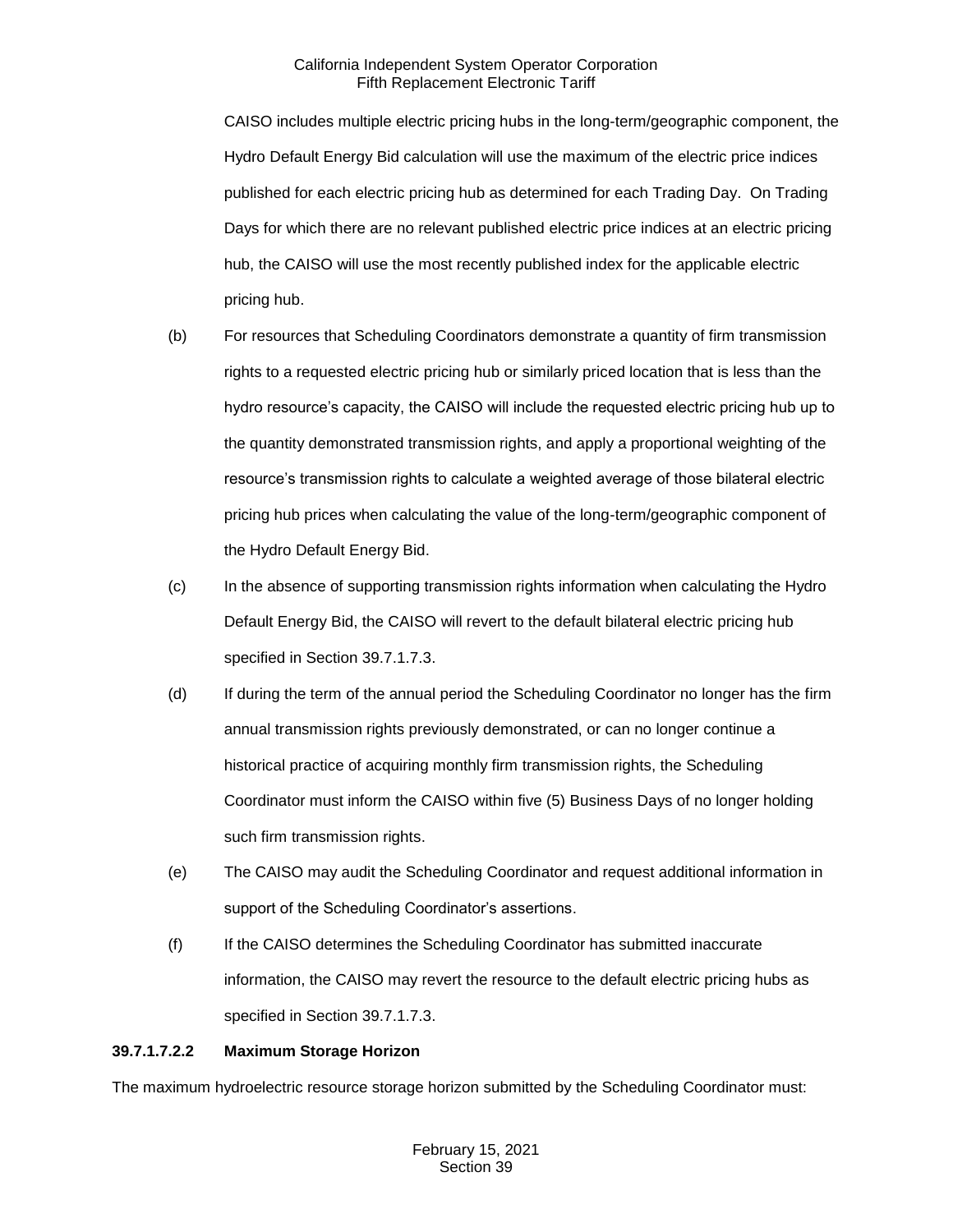CAISO includes multiple electric pricing hubs in the long-term/geographic component, the Hydro Default Energy Bid calculation will use the maximum of the electric price indices published for each electric pricing hub as determined for each Trading Day. On Trading Days for which there are no relevant published electric price indices at an electric pricing hub, the CAISO will use the most recently published index for the applicable electric pricing hub.

(b) For resources that Scheduling Coordinators demonstrate a quantity of firm transmission rights to a requested electric pricing hub or similarly priced location that is less than the hydro resource's capacity, the CAISO will include the requested electric pricing hub up to the quantity demonstrated transmission rights, and apply a proportional weighting of the resource's transmission rights to calculate a weighted average of those bilateral electric pricing hub prices when calculating the value of the long-term/geographic component of the Hydro Default Energy Bid.

(c) In the absence of supporting transmission rights information when calculating the Hydro Default Energy Bid, the CAISO will revert to the default bilateral electric pricing hub specified in Section 39.7.1.7.3.

(d) If during the term of the annual period the Scheduling Coordinator no longer has the firm annual transmission rights previously demonstrated, or can no longer continue a historical practice of acquiring monthly firm transmission rights, the Scheduling Coordinator must inform the CAISO within five (5) Business Days of no longer holding such firm transmission rights.

(e) The CAISO may audit the Scheduling Coordinator and request additional information in support of the Scheduling Coordinator's assertions.

(f) If the CAISO determines the Scheduling Coordinator has submitted inaccurate information, the CAISO may revert the resource to the default electric pricing hubs as specified in Section 39.7.1.7.3.

**39.7.1.7.2.2 Maximum Storage Horizon**

The maximum hydroelectric resource storage horizon submitted by the Scheduling Coordinator must: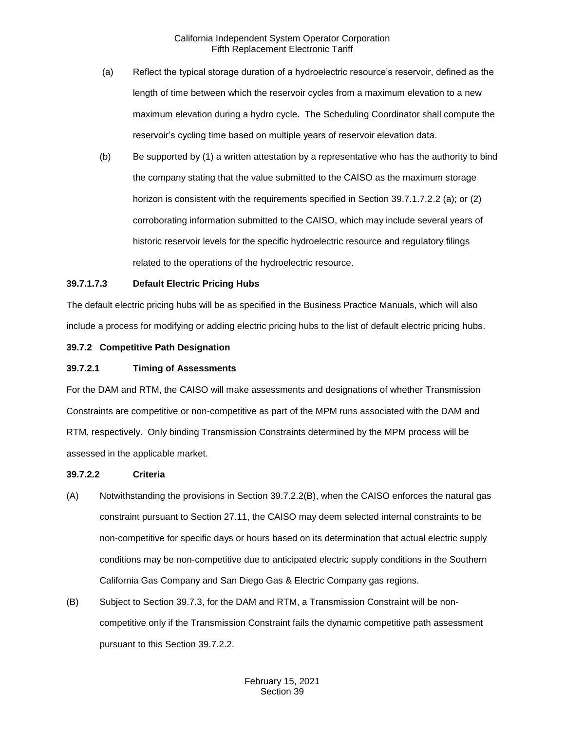(a) Reflect the typical storage duration of a hydroelectric resource's reservoir, defined as the length of time between which the reservoir cycles from a maximum elevation to a new maximum elevation during a hydro cycle. The Scheduling Coordinator shall compute the reservoir's cycling time based on multiple years of reservoir elevation data.

(b) Be supported by (1) a written attestation by a representative who has the authority to bind the company stating that the value submitted to the CAISO as the maximum storage horizon is consistent with the requirements specified in Section 39.7.1.7.2.2 (a); or (2) corroborating information submitted to the CAISO, which may include several years of historic reservoir levels for the specific hydroelectric resource and regulatory filings related to the operations of the hydroelectric resource.

**39.7.1.7.3 Default Electric Pricing Hubs**

The default electric pricing hubs will be as specified in the Business Practice Manuals, which will also include a process for modifying or adding electric pricing hubs to the list of default electric pricing hubs.

**39.7.2 Competitive Path Designation**

**39.7.2.1 Timing of Assessments**

For the DAM and RTM, the CAISO will make assessments and designations of whether Transmission Constraints are competitive or non-competitive as part of the MPM runs associated with the DAM and RTM, respectively. Only binding Transmission Constraints determined by the MPM process will be assessed in the applicable market.

**39.7.2.2 Criteria**

(A) Notwithstanding the provisions in Section 39.7.2.2(B), when the CAISO enforces the natural gas constraint pursuant to Section 27.11, the CAISO may deem selected internal constraints to be non-competitive for specific days or hours based on its determination that actual electric supply conditions may be non-competitive due to anticipated electric supply conditions in the Southern California Gas Company and San Diego Gas & Electric Company gas regions.

(B) Subject to Section 39.7.3, for the DAM and RTM, a Transmission Constraint will be non-competitive only if the Transmission Constraint fails the dynamic competitive path assessment pursuant to this Section 39.7.2.2.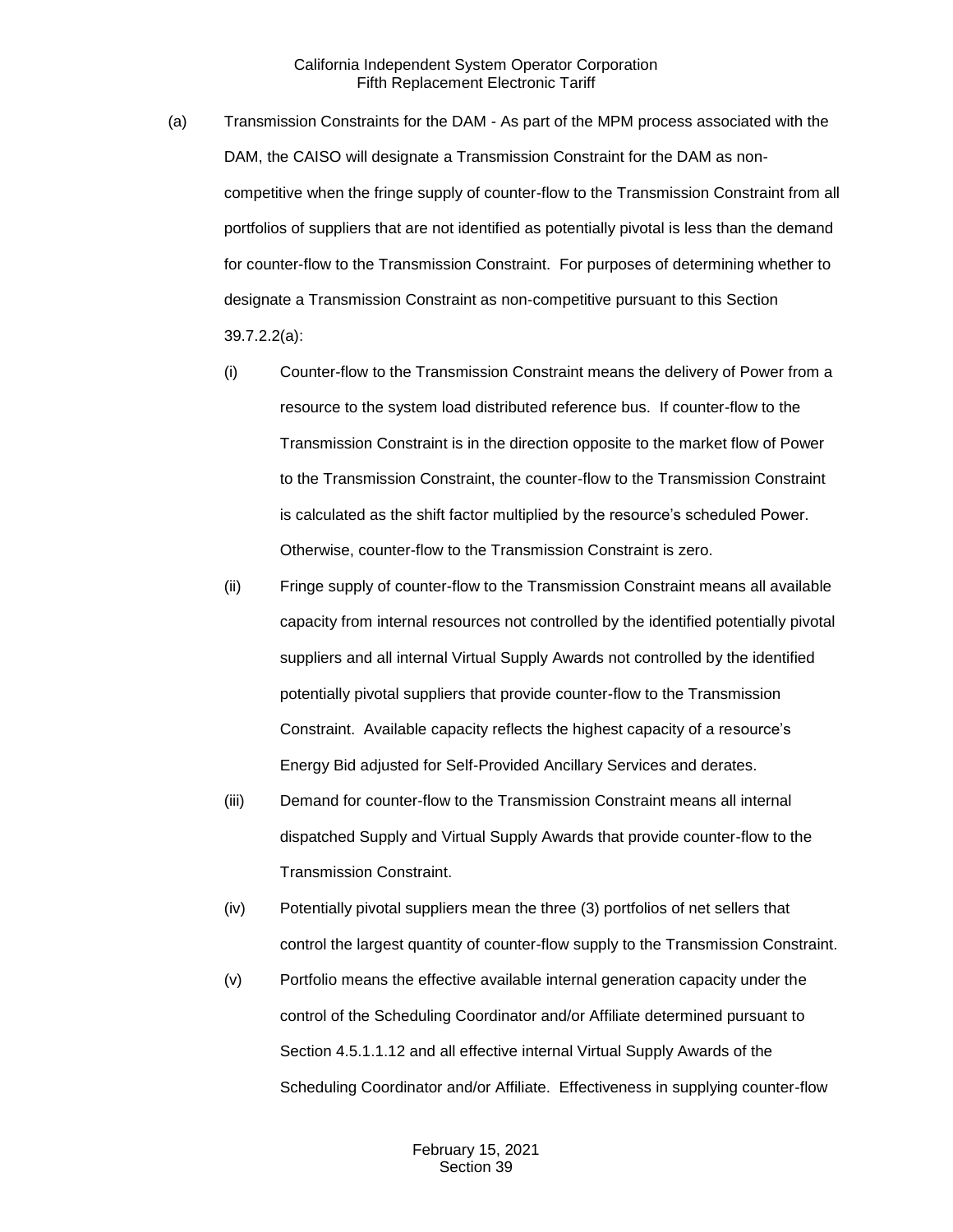(a) Transmission Constraints for the DAM - As part of the MPM process associated with the DAM, the CAISO will designate a Transmission Constraint for the DAM as non-competitive when the fringe supply of counter-flow to the Transmission Constraint from all portfolios of suppliers that are not identified as potentially pivotal is less than the demand for counter-flow to the Transmission Constraint. For purposes of determining whether to designate a Transmission Constraint as non-competitive pursuant to this Section 39.7.2.2(a):

(i) Counter-flow to the Transmission Constraint means the delivery of Power from a resource to the system load distributed reference bus. If counter-flow to the Transmission Constraint is in the direction opposite to the market flow of Power to the Transmission Constraint, the counter-flow to the Transmission Constraint is calculated as the shift factor multiplied by the resource's scheduled Power. Otherwise, counter-flow to the Transmission Constraint is zero.

(ii) Fringe supply of counter-flow to the Transmission Constraint means all available capacity from internal resources not controlled by the identified potentially pivotal suppliers and all internal Virtual Supply Awards not controlled by the identified potentially pivotal suppliers that provide counter-flow to the Transmission Constraint. Available capacity reflects the highest capacity of a resource's Energy Bid adjusted for Self-Provided Ancillary Services and derates.

(iii) Demand for counter-flow to the Transmission Constraint means all internal dispatched Supply and Virtual Supply Awards that provide counter-flow to the Transmission Constraint.

(iv) Potentially pivotal suppliers mean the three (3) portfolios of net sellers that control the largest quantity of counter-flow supply to the Transmission Constraint.

(v) Portfolio means the effective available internal generation capacity under the control of the Scheduling Coordinator and/or Affiliate determined pursuant to Section 4.5.1.1.12 and all effective internal Virtual Supply Awards of the Scheduling Coordinator and/or Affiliate. Effectiveness in supplying counter-flow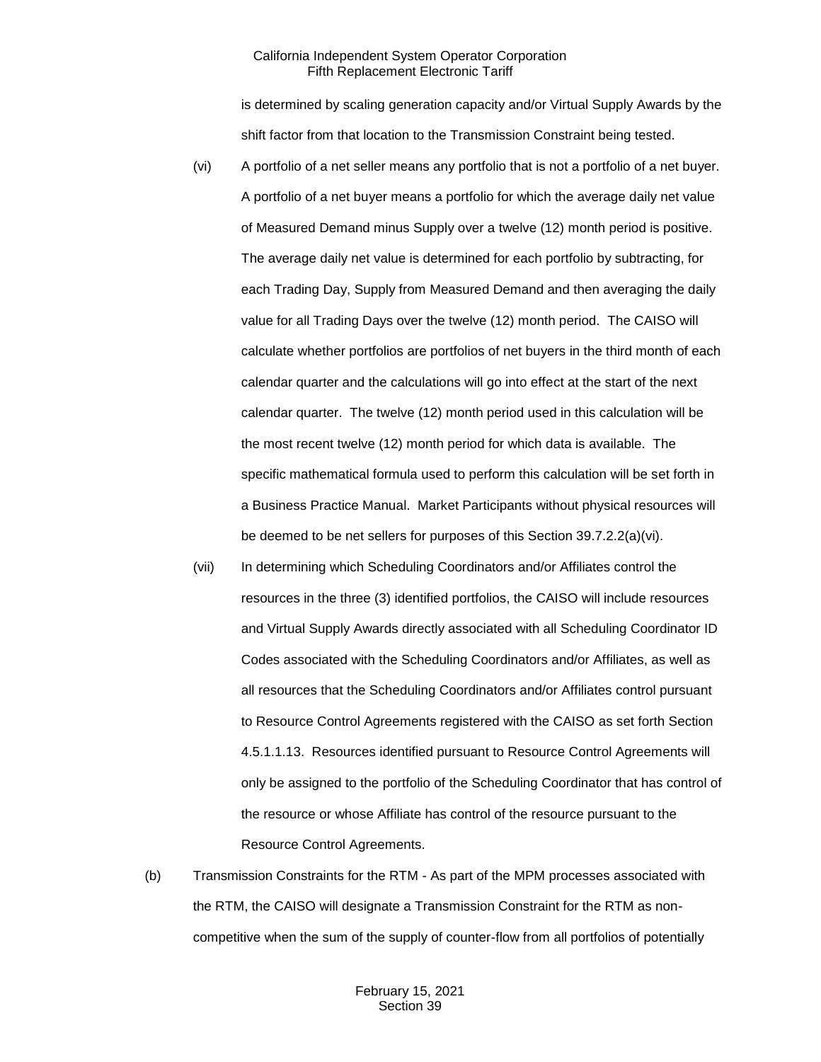is determined by scaling generation capacity and/or Virtual Supply Awards by the shift factor from that location to the Transmission Constraint being tested.

(vi) A portfolio of a net seller means any portfolio that is not a portfolio of a net buyer. A portfolio of a net buyer means a portfolio for which the average daily net value of Measured Demand minus Supply over a twelve (12) month period is positive. The average daily net value is determined for each portfolio by subtracting, for each Trading Day, Supply from Measured Demand and then averaging the daily value for all Trading Days over the twelve (12) month period. The CAISO will calculate whether portfolios are portfolios of net buyers in the third month of each calendar quarter and the calculations will go into effect at the start of the next calendar quarter. The twelve (12) month period used in this calculation will be the most recent twelve (12) month period for which data is available. The specific mathematical formula used to perform this calculation will be set forth in a Business Practice Manual. Market Participants without physical resources will be deemed to be net sellers for purposes of this Section 39.7.2.2(a)(vi).

(vii) In determining which Scheduling Coordinators and/or Affiliates control the resources in the three (3) identified portfolios, the CAISO will include resources and Virtual Supply Awards directly associated with all Scheduling Coordinator ID Codes associated with the Scheduling Coordinators and/or Affiliates, as well as all resources that the Scheduling Coordinators and/or Affiliates control pursuant to Resource Control Agreements registered with the CAISO as set forth Section 4.5.1.1.13. Resources identified pursuant to Resource Control Agreements will only be assigned to the portfolio of the Scheduling Coordinator that has control of the resource or whose Affiliate has control of the resource pursuant to the Resource Control Agreements.

(b) Transmission Constraints for the RTM - As part of the MPM processes associated with the RTM, the CAISO will designate a Transmission Constraint for the RTM as non-competitive when the sum of the supply of counter-flow from all portfolios of potentially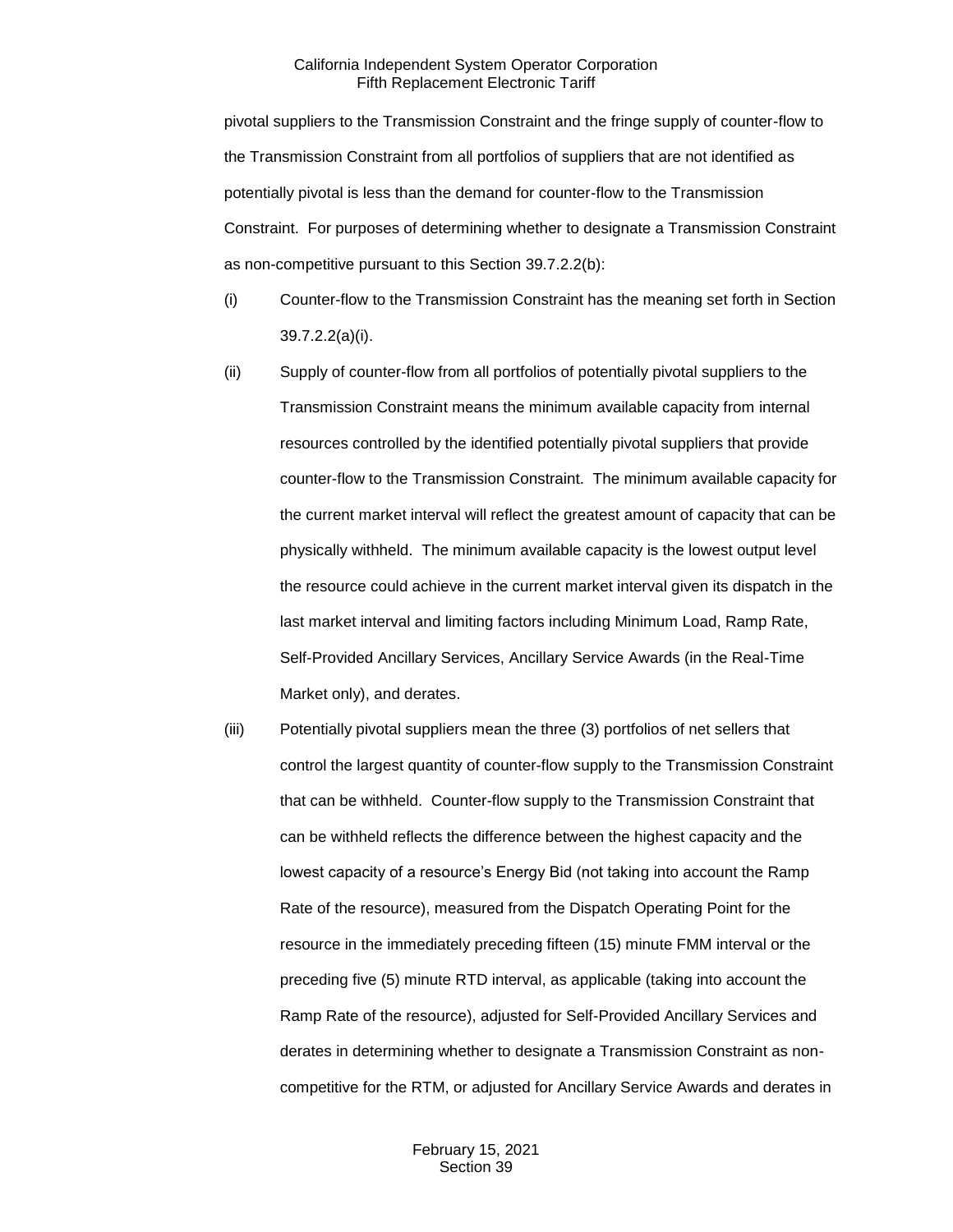pivotal suppliers to the Transmission Constraint and the fringe supply of counter-flow to the Transmission Constraint from all portfolios of suppliers that are not identified as potentially pivotal is less than the demand for counter-flow to the Transmission Constraint. For purposes of determining whether to designate a Transmission Constraint as non-competitive pursuant to this Section 39.7.2.2(b):

(i) Counter-flow to the Transmission Constraint has the meaning set forth in Section 39.7.2.2(a)(i).

(ii) Supply of counter-flow from all portfolios of potentially pivotal suppliers to the Transmission Constraint means the minimum available capacity from internal resources controlled by the identified potentially pivotal suppliers that provide counter-flow to the Transmission Constraint. The minimum available capacity for the current market interval will reflect the greatest amount of capacity that can be physically withheld. The minimum available capacity is the lowest output level the resource could achieve in the current market interval given its dispatch in the last market interval and limiting factors including Minimum Load, Ramp Rate, Self-Provided Ancillary Services, Ancillary Service Awards (in the Real-Time Market only), and derates.

(iii) Potentially pivotal suppliers mean the three (3) portfolios of net sellers that control the largest quantity of counter-flow supply to the Transmission Constraint that can be withheld. Counter-flow supply to the Transmission Constraint that can be withheld reflects the difference between the highest capacity and the lowest capacity of a resource's Energy Bid (not taking into account the Ramp Rate of the resource), measured from the Dispatch Operating Point for the resource in the immediately preceding fifteen (15) minute FMM interval or the preceding five (5) minute RTD interval, as applicable (taking into account the Ramp Rate of the resource), adjusted for Self-Provided Ancillary Services and derates in determining whether to designate a Transmission Constraint as non-competitive for the RTM, or adjusted for Ancillary Service Awards and derates in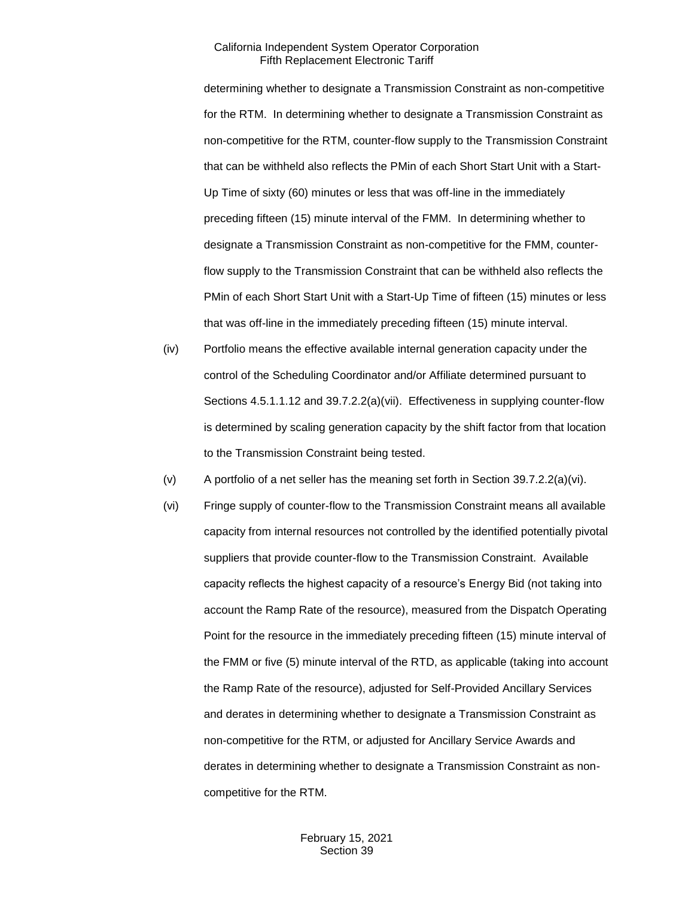determining whether to designate a Transmission Constraint as non-competitive for the RTM. In determining whether to designate a Transmission Constraint as non-competitive for the RTM, counter-flow supply to the Transmission Constraint that can be withheld also reflects the PMin of each Short Start Unit with a Start-Up Time of sixty (60) minutes or less that was off-line in the immediately preceding fifteen (15) minute interval of the FMM. In determining whether to designate a Transmission Constraint as non-competitive for the FMM, counter-flow supply to the Transmission Constraint that can be withheld also reflects the PMin of each Short Start Unit with a Start-Up Time of fifteen (15) minutes or less that was off-line in the immediately preceding fifteen (15) minute interval.

(iv) Portfolio means the effective available internal generation capacity under the control of the Scheduling Coordinator and/or Affiliate determined pursuant to Sections 4.5.1.1.12 and 39.7.2.2(a)(vii). Effectiveness in supplying counter-flow is determined by scaling generation capacity by the shift factor from that location to the Transmission Constraint being tested.

(v) A portfolio of a net seller has the meaning set forth in Section 39.7.2.2(a)(vi).

(vi) Fringe supply of counter-flow to the Transmission Constraint means all available capacity from internal resources not controlled by the identified potentially pivotal suppliers that provide counter-flow to the Transmission Constraint. Available capacity reflects the highest capacity of a resource's Energy Bid (not taking into account the Ramp Rate of the resource), measured from the Dispatch Operating Point for the resource in the immediately preceding fifteen (15) minute interval of the FMM or five (5) minute interval of the RTD, as applicable (taking into account the Ramp Rate of the resource), adjusted for Self-Provided Ancillary Services and derates in determining whether to designate a Transmission Constraint as non-competitive for the RTM, or adjusted for Ancillary Service Awards and derates in determining whether to designate a Transmission Constraint as non-competitive for the RTM.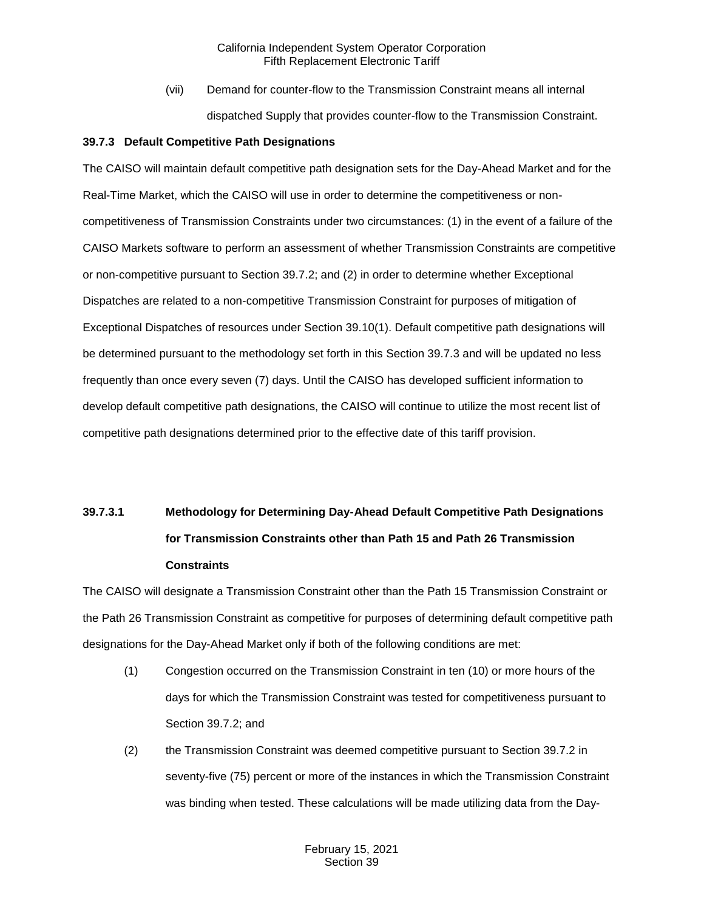(vii) Demand for counter-flow to the Transmission Constraint means all internal dispatched Supply that provides counter-flow to the Transmission Constraint.

**39.7.3 Default Competitive Path Designations**

The CAISO will maintain default competitive path designation sets for the Day-Ahead Market and for the Real-Time Market, which the CAISO will use in order to determine the competitiveness or non-competitiveness of Transmission Constraints under two circumstances: (1) in the event of a failure of the CAISO Markets software to perform an assessment of whether Transmission Constraints are competitive or non-competitive pursuant to Section 39.7.2; and (2) in order to determine whether Exceptional Dispatches are related to a non-competitive Transmission Constraint for purposes of mitigation of Exceptional Dispatches of resources under Section 39.10(1). Default competitive path designations will be determined pursuant to the methodology set forth in this Section 39.7.3 and will be updated no less frequently than once every seven (7) days. Until the CAISO has developed sufficient information to develop default competitive path designations, the CAISO will continue to utilize the most recent list of competitive path designations determined prior to the effective date of this tariff provision.

**39.7.3.1 Methodology for Determining Day-Ahead Default Competitive Path Designations for Transmission Constraints other than Path 15 and Path 26 Transmission Constraints**

The CAISO will designate a Transmission Constraint other than the Path 15 Transmission Constraint or the Path 26 Transmission Constraint as competitive for purposes of determining default competitive path designations for the Day-Ahead Market only if both of the following conditions are met:

(1) Congestion occurred on the Transmission Constraint in ten (10) or more hours of the days for which the Transmission Constraint was tested for competitiveness pursuant to Section 39.7.2; and

(2) the Transmission Constraint was deemed competitive pursuant to Section 39.7.2 in seventy-five (75) percent or more of the instances in which the Transmission Constraint was binding when tested. These calculations will be made utilizing data from the Day-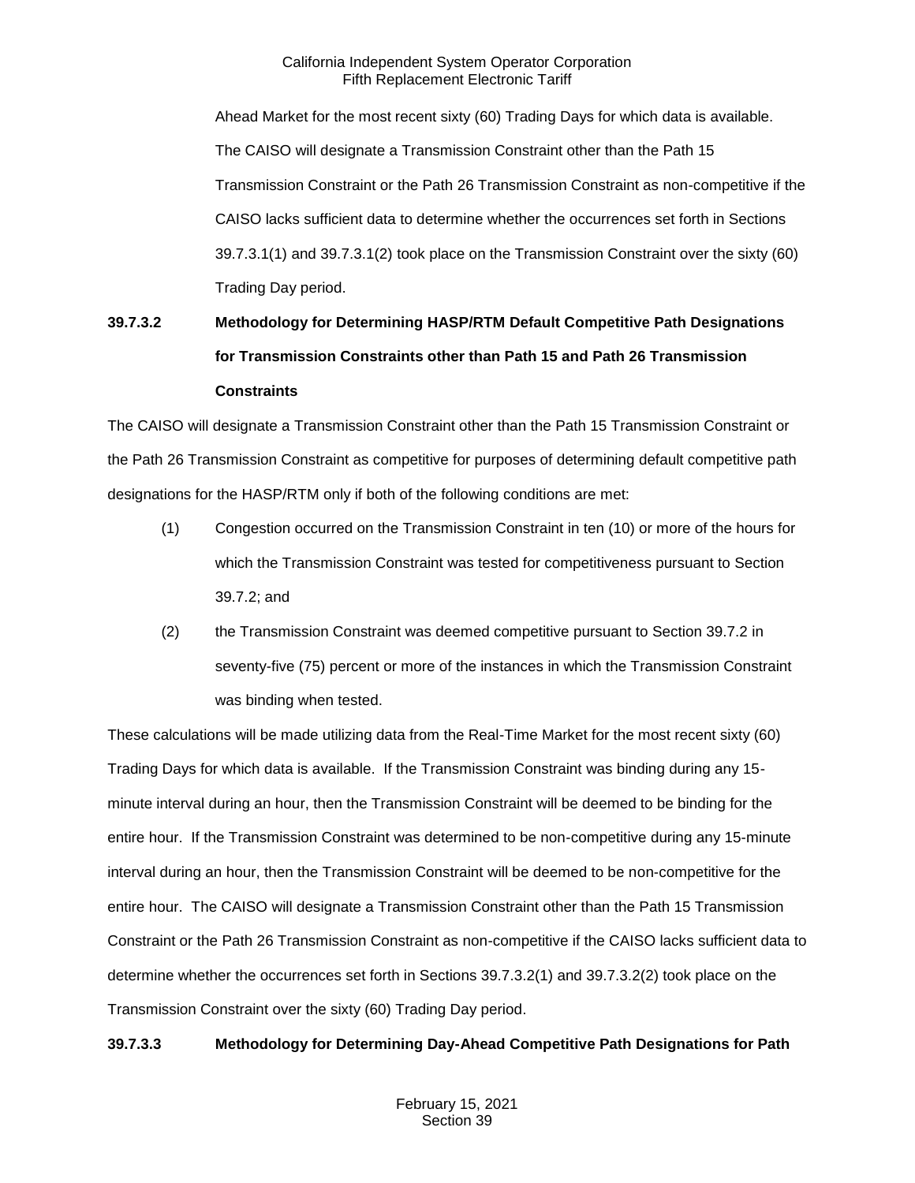Ahead Market for the most recent sixty (60) Trading Days for which data is available. The CAISO will designate a Transmission Constraint other than the Path 15 Transmission Constraint or the Path 26 Transmission Constraint as non-competitive if the CAISO lacks sufficient data to determine whether the occurrences set forth in Sections 39.7.3.1(1) and 39.7.3.1(2) took place on the Transmission Constraint over the sixty (60) Trading Day period.

**39.7.3.2 Methodology for Determining HASP/RTM Default Competitive Path Designations for Transmission Constraints other than Path 15 and Path 26 Transmission Constraints**

The CAISO will designate a Transmission Constraint other than the Path 15 Transmission Constraint or the Path 26 Transmission Constraint as competitive for purposes of determining default competitive path designations for the HASP/RTM only if both of the following conditions are met:

(1) Congestion occurred on the Transmission Constraint in ten (10) or more of the hours for which the Transmission Constraint was tested for competitiveness pursuant to Section 39.7.2; and

(2) the Transmission Constraint was deemed competitive pursuant to Section 39.7.2 in seventy-five (75) percent or more of the instances in which the Transmission Constraint was binding when tested.

These calculations will be made utilizing data from the Real-Time Market for the most recent sixty (60) Trading Days for which data is available. If the Transmission Constraint was binding during any 15-minute interval during an hour, then the Transmission Constraint will be deemed to be binding for the entire hour. If the Transmission Constraint was determined to be non-competitive during any 15-minute interval during an hour, then the Transmission Constraint will be deemed to be non-competitive for the entire hour. The CAISO will designate a Transmission Constraint other than the Path 15 Transmission Constraint or the Path 26 Transmission Constraint as non-competitive if the CAISO lacks sufficient data to determine whether the occurrences set forth in Sections 39.7.3.2(1) and 39.7.3.2(2) took place on the Transmission Constraint over the sixty (60) Trading Day period.

**39.7.3.3 Methodology for Determining Day-Ahead Competitive Path Designations for Path**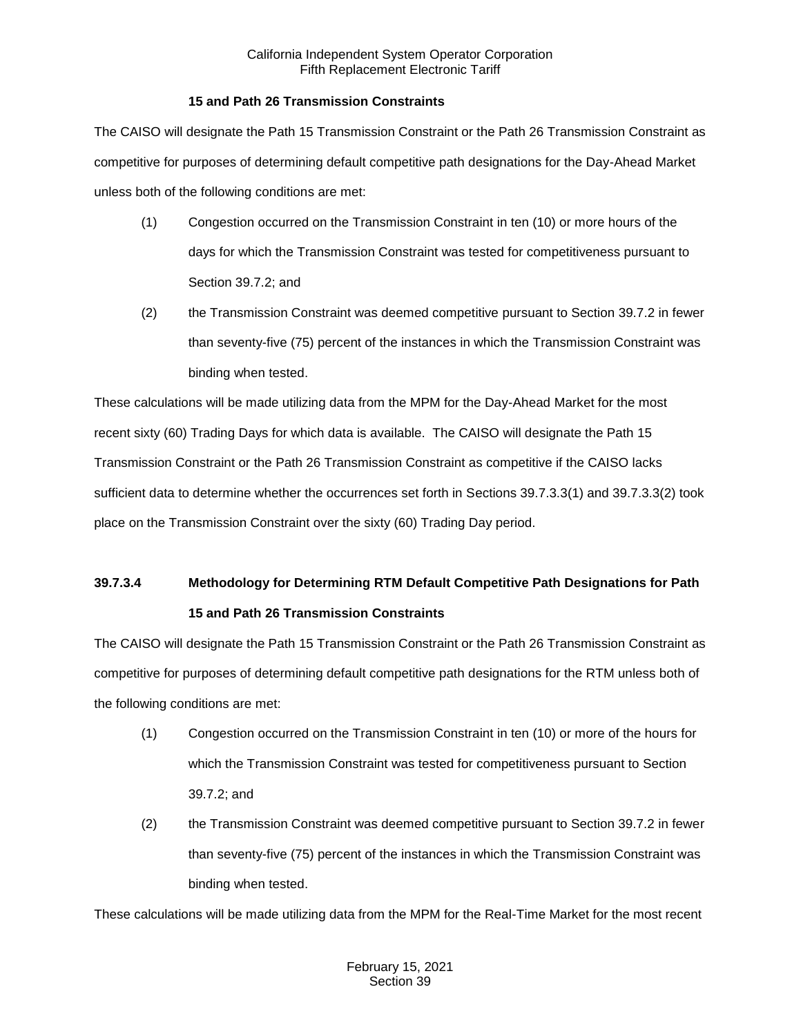**15 and Path 26 Transmission Constraints**

The CAISO will designate the Path 15 Transmission Constraint or the Path 26 Transmission Constraint as competitive for purposes of determining default competitive path designations for the Day-Ahead Market unless both of the following conditions are met:

(1) Congestion occurred on the Transmission Constraint in ten (10) or more hours of the days for which the Transmission Constraint was tested for competitiveness pursuant to Section 39.7.2; and

(2) the Transmission Constraint was deemed competitive pursuant to Section 39.7.2 in fewer than seventy-five (75) percent of the instances in which the Transmission Constraint was binding when tested.

These calculations will be made utilizing data from the MPM for the Day-Ahead Market for the most recent sixty (60) Trading Days for which data is available. The CAISO will designate the Path 15 Transmission Constraint or the Path 26 Transmission Constraint as competitive if the CAISO lacks sufficient data to determine whether the occurrences set forth in Sections 39.7.3.3(1) and 39.7.3.3(2) took place on the Transmission Constraint over the sixty (60) Trading Day period.

### 39.7.3.4 Methodology for Determining RTM Default Competitive Path Designations for Path 15 and Path 26 Transmission Constraints

The CAISO will designate the Path 15 Transmission Constraint or the Path 26 Transmission Constraint as competitive for purposes of determining default competitive path designations for the RTM unless both of the following conditions are met:

(1) Congestion occurred on the Transmission Constraint in ten (10) or more of the hours for which the Transmission Constraint was tested for competitiveness pursuant to Section 39.7.2; and

(2) the Transmission Constraint was deemed competitive pursuant to Section 39.7.2 in fewer than seventy-five (75) percent of the instances in which the Transmission Constraint was binding when tested.

These calculations will be made utilizing data from the MPM for the Real-Time Market for the most recent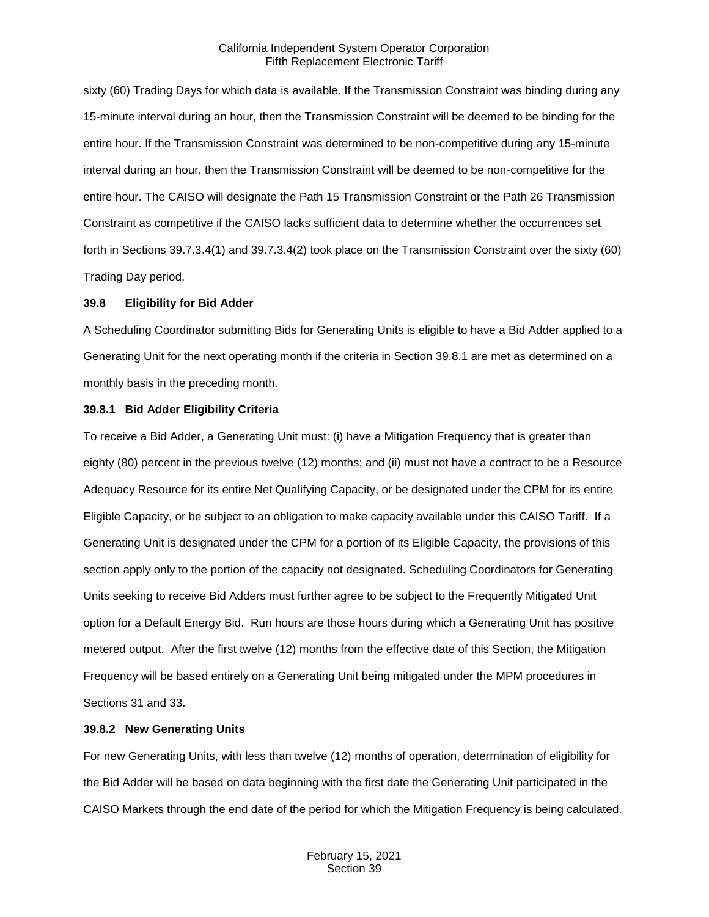sixty (60) Trading Days for which data is available. If the Transmission Constraint was binding during any 15-minute interval during an hour, then the Transmission Constraint will be deemed to be binding for the entire hour. If the Transmission Constraint was determined to be non-competitive during any 15-minute interval during an hour, then the Transmission Constraint will be deemed to be non-competitive for the entire hour. The CAISO will designate the Path 15 Transmission Constraint or the Path 26 Transmission Constraint as competitive if the CAISO lacks sufficient data to determine whether the occurrences set forth in Sections 39.7.3.4(1) and 39.7.3.4(2) took place on the Transmission Constraint over the sixty (60) Trading Day period.

**39.8 Eligibility for Bid Adder**

A Scheduling Coordinator submitting Bids for Generating Units is eligible to have a Bid Adder applied to a Generating Unit for the next operating month if the criteria in Section 39.8.1 are met as determined on a monthly basis in the preceding month.

**39.8.1 Bid Adder Eligibility Criteria**

To receive a Bid Adder, a Generating Unit must: (i) have a Mitigation Frequency that is greater than eighty (80) percent in the previous twelve (12) months; and (ii) must not have a contract to be a Resource Adequacy Resource for its entire Net Qualifying Capacity, or be designated under the CPM for its entire Eligible Capacity, or be subject to an obligation to make capacity available under this CAISO Tariff. If a Generating Unit is designated under the CPM for a portion of its Eligible Capacity, the provisions of this section apply only to the portion of the capacity not designated. Scheduling Coordinators for Generating Units seeking to receive Bid Adders must further agree to be subject to the Frequently Mitigated Unit option for a Default Energy Bid. Run hours are those hours during which a Generating Unit has positive metered output. After the first twelve (12) months from the effective date of this Section, the Mitigation Frequency will be based entirely on a Generating Unit being mitigated under the MPM procedures in Sections 31 and 33.

**39.8.2 New Generating Units**

For new Generating Units, with less than twelve (12) months of operation, determination of eligibility for the Bid Adder will be based on data beginning with the first date the Generating Unit participated in the CAISO Markets through the end date of the period for which the Mitigation Frequency is being calculated.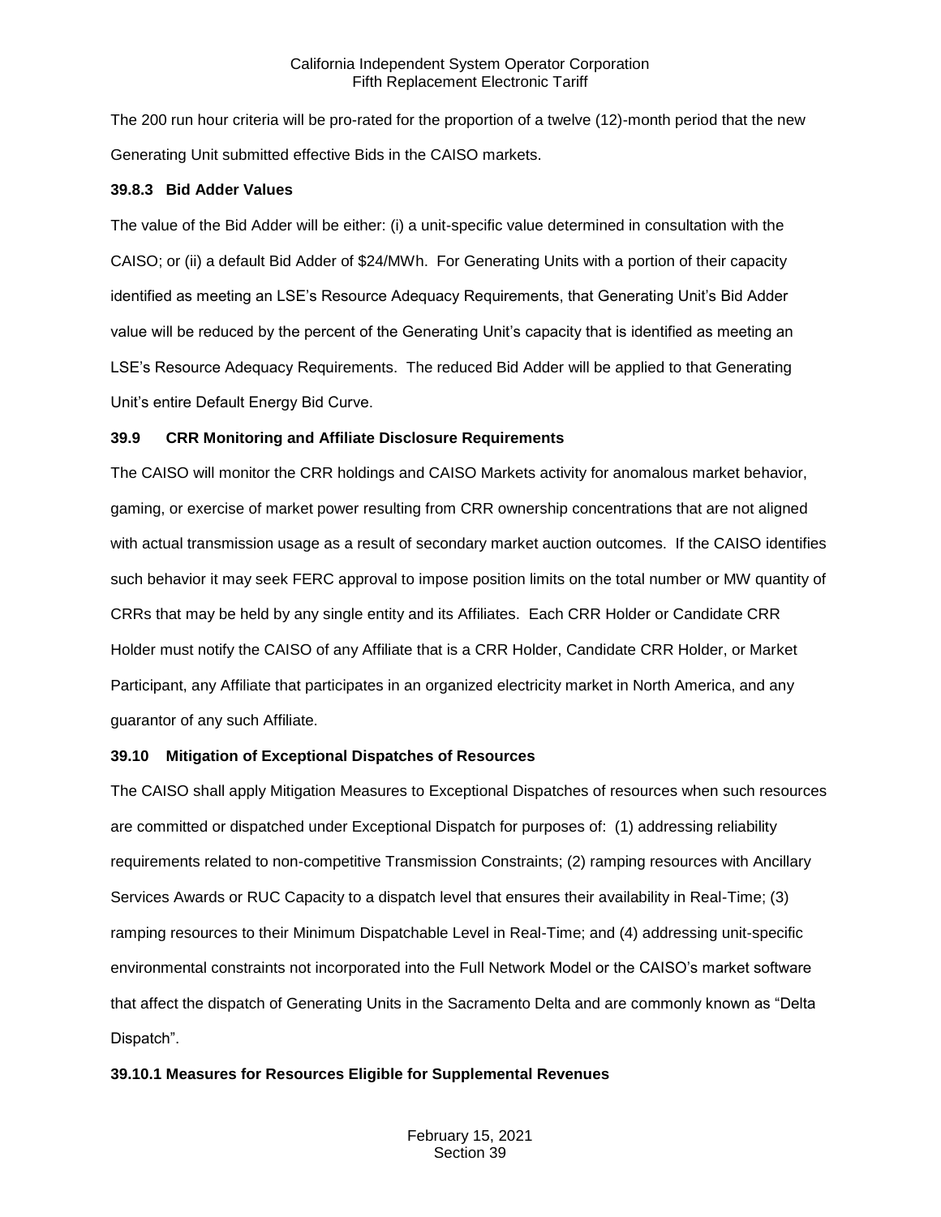The 200 run hour criteria will be pro-rated for the proportion of a twelve (12)-month period that the new Generating Unit submitted effective Bids in the CAISO markets.

### 39.8.3 Bid Adder Values

The value of the Bid Adder will be either: (i) a unit-specific value determined in consultation with the CAISO; or (ii) a default Bid Adder of $24/MWh. For Generating Units with a portion of their capacity identified as meeting an LSE's Resource Adequacy Requirements, that Generating Unit's Bid Adder value will be reduced by the percent of the Generating Unit's capacity that is identified as meeting an LSE's Resource Adequacy Requirements. The reduced Bid Adder will be applied to that Generating Unit's entire Default Energy Bid Curve.

## 39.9 CRR Monitoring and Affiliate Disclosure Requirements

The CAISO will monitor the CRR holdings and CAISO Markets activity for anomalous market behavior, gaming, or exercise of market power resulting from CRR ownership concentrations that are not aligned with actual transmission usage as a result of secondary market auction outcomes. If the CAISO identifies such behavior it may seek FERC approval to impose position limits on the total number or MW quantity of CRRs that may be held by any single entity and its Affiliates. Each CRR Holder or Candidate CRR Holder must notify the CAISO of any Affiliate that is a CRR Holder, Candidate CRR Holder, or Market Participant, any Affiliate that participates in an organized electricity market in North America, and any guarantor of any such Affiliate.

## 39.10 Mitigation of Exceptional Dispatches of Resources

The CAISO shall apply Mitigation Measures to Exceptional Dispatches of resources when such resources are committed or dispatched under Exceptional Dispatch for purposes of: (1) addressing reliability requirements related to non-competitive Transmission Constraints; (2) ramping resources with Ancillary Services Awards or RUC Capacity to a dispatch level that ensures their availability in Real-Time; (3) ramping resources to their Minimum Dispatchable Level in Real-Time; and (4) addressing unit-specific environmental constraints not incorporated into the Full Network Model or the CAISO's market software that affect the dispatch of Generating Units in the Sacramento Delta and are commonly known as "Delta Dispatch".

### 39.10.1 Measures for Resources Eligible for Supplemental Revenues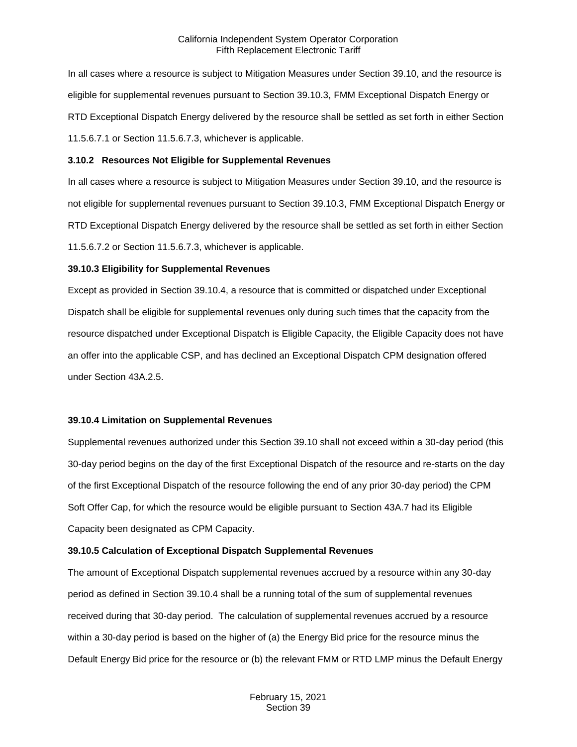In all cases where a resource is subject to Mitigation Measures under Section 39.10, and the resource is eligible for supplemental revenues pursuant to Section 39.10.3, FMM Exceptional Dispatch Energy or RTD Exceptional Dispatch Energy delivered by the resource shall be settled as set forth in either Section 11.5.6.7.1 or Section 11.5.6.7.3, whichever is applicable.

### 3.10.2 Resources Not Eligible for Supplemental Revenues

In all cases where a resource is subject to Mitigation Measures under Section 39.10, and the resource is not eligible for supplemental revenues pursuant to Section 39.10.3, FMM Exceptional Dispatch Energy or RTD Exceptional Dispatch Energy delivered by the resource shall be settled as set forth in either Section 11.5.6.7.2 or Section 11.5.6.7.3, whichever is applicable.

### 39.10.3 Eligibility for Supplemental Revenues

Except as provided in Section 39.10.4, a resource that is committed or dispatched under Exceptional Dispatch shall be eligible for supplemental revenues only during such times that the capacity from the resource dispatched under Exceptional Dispatch is Eligible Capacity, the Eligible Capacity does not have an offer into the applicable CSP, and has declined an Exceptional Dispatch CPM designation offered under Section 43A.2.5.

### 39.10.4 Limitation on Supplemental Revenues

Supplemental revenues authorized under this Section 39.10 shall not exceed within a 30-day period (this 30-day period begins on the day of the first Exceptional Dispatch of the resource and re-starts on the day of the first Exceptional Dispatch of the resource following the end of any prior 30-day period) the CPM Soft Offer Cap, for which the resource would be eligible pursuant to Section 43A.7 had its Eligible Capacity been designated as CPM Capacity.

### 39.10.5 Calculation of Exceptional Dispatch Supplemental Revenues

The amount of Exceptional Dispatch supplemental revenues accrued by a resource within any 30-day period as defined in Section 39.10.4 shall be a running total of the sum of supplemental revenues received during that 30-day period. The calculation of supplemental revenues accrued by a resource within a 30-day period is based on the higher of (a) the Energy Bid price for the resource minus the Default Energy Bid price for the resource or (b) the relevant FMM or RTD LMP minus the Default Energy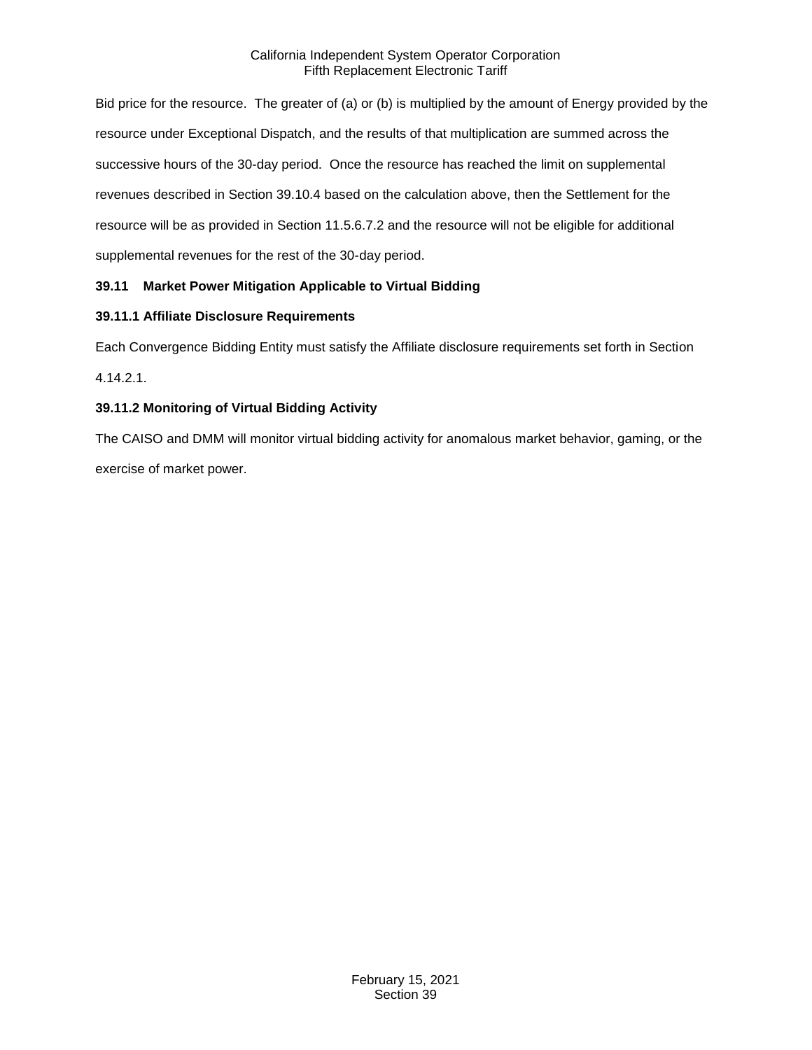Bid price for the resource. The greater of (a) or (b) is multiplied by the amount of Energy provided by the resource under Exceptional Dispatch, and the results of that multiplication are summed across the successive hours of the 30-day period. Once the resource has reached the limit on supplemental revenues described in Section 39.10.4 based on the calculation above, then the Settlement for the resource will be as provided in Section 11.5.6.7.2 and the resource will not be eligible for additional supplemental revenues for the rest of the 30-day period.

## 39.11 Market Power Mitigation Applicable to Virtual Bidding

### 39.11.1 Affiliate Disclosure Requirements

Each Convergence Bidding Entity must satisfy the Affiliate disclosure requirements set forth in Section 4.14.2.1.

### 39.11.2 Monitoring of Virtual Bidding Activity

The CAISO and DMM will monitor virtual bidding activity for anomalous market behavior, gaming, or the exercise of market power.